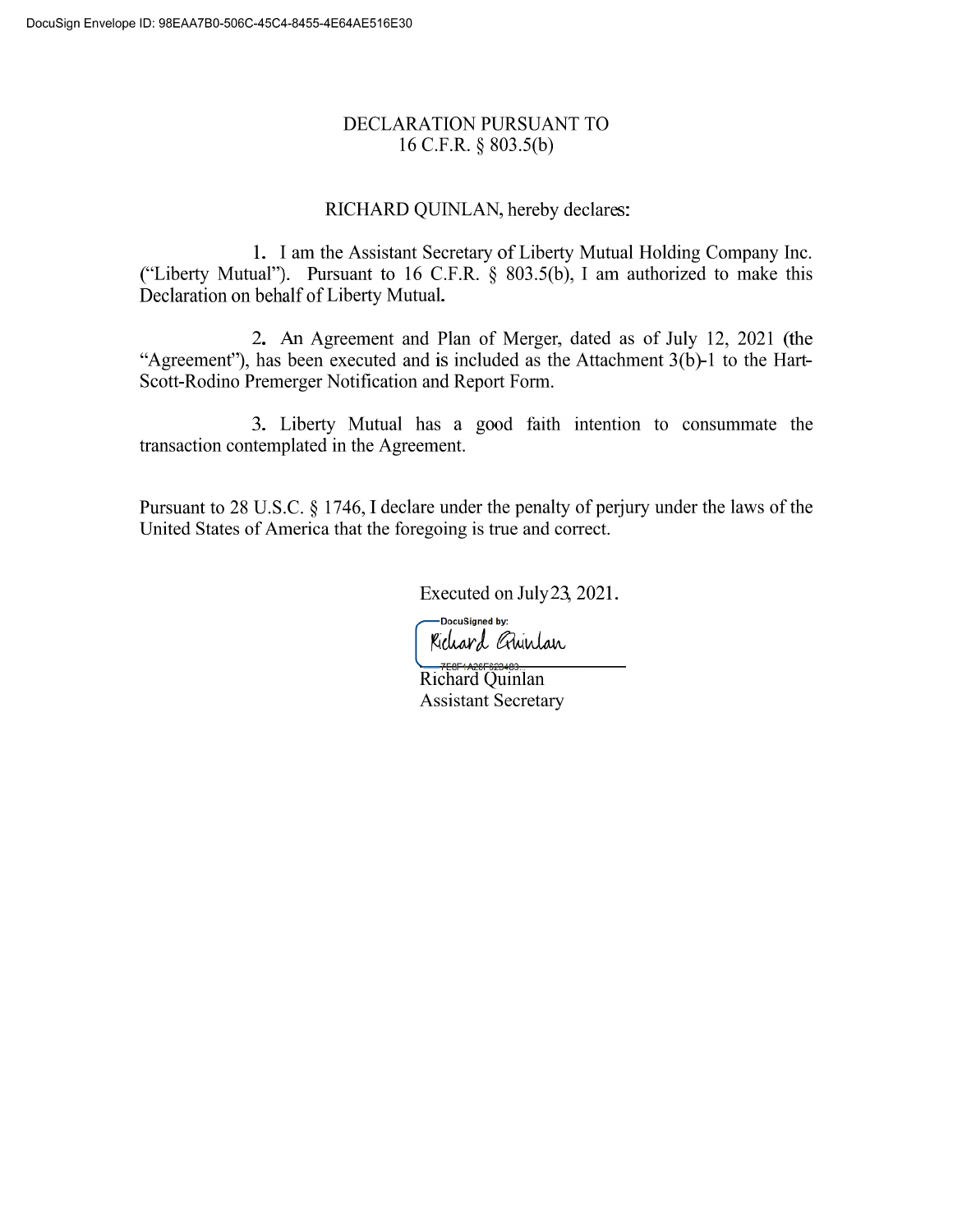DocuSign Envelope ID: 98EAA7B0-506C-45C4-8455-4E64AE516E30

# DECLARATION PURSUANT TO 16 C.F.R. § 803.5(b)

RICHARD QUINLAN, hereby declares:

1. I am the Assistant Secretary of Liberty Mutual Holding Company Inc. ("Liberty Mutual"). Pursuant to 16 C.F.R. § 803.5(b), I am authorized to make this Declaration on behalf of Liberty Mutual.

2. An Agreement and Plan of Merger, dated as of July 12, 2021 (the "Agreement"), has been executed and is included as the Attachment 3(b)-1 to the Hart-Scott-Rodino Premerger Notification and Report Form.

3. Liberty Mutual has a good faith intention to consummate the transaction contemplated in the Agreement.

Pursuant to 28 U.S.C. § 1746, I declare under the penalty of perjury under the laws of the United States of America that the foregoing is true and correct.

Executed on July 23, 2021.

DocuSigned by:
Richard Quinlan
7E8F4A26F823483...

Richard Quinlan
Assistant Secretary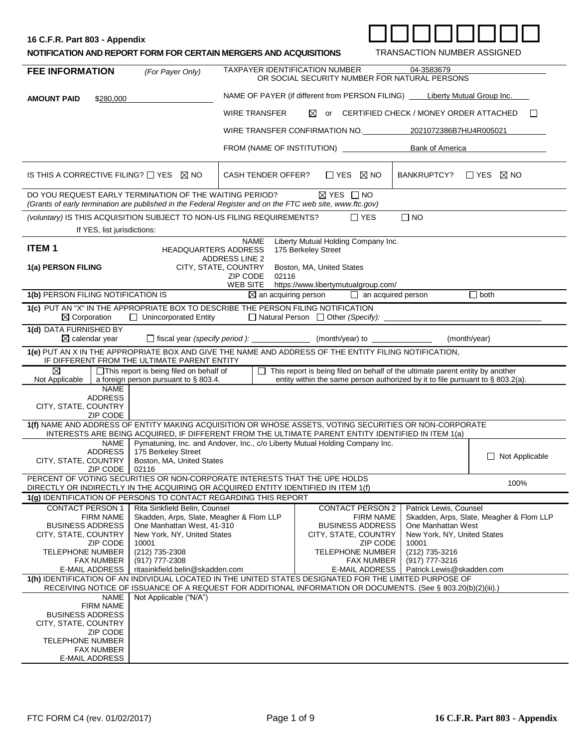**16 C.F.R. Part 803 - Appendix**

**NOTIFICATION AND REPORT FORM FOR CERTAIN MERGERS AND ACQUISITIONS**

TRANSACTION NUMBER ASSIGNED

| **FEE INFORMATION** *(For Payer Only)* | TAXPAYER IDENTIFICATION NUMBER OR SOCIAL SECURITY NUMBER FOR NATURAL PERSONS | 04-3583679 |
|---|---|---|
| **AMOUNT PAID** $280,000 | NAME OF PAYER (if different from PERSON FILING) | Liberty Mutual Group Inc. |
| | WIRE TRANSFER ☒ or CERTIFIED CHECK / MONEY ORDER ATTACHED ☐ | |
| | WIRE TRANSFER CONFIRMATION NO. | 2021072386B7HU4R005021 |
| | FROM (NAME OF INSTITUTION) | Bank of America |

IS THIS A CORRECTIVE FILING? ☐ YES ☒ NO | CASH TENDER OFFER? ☐ YES ☒ NO | BANKRUPTCY? ☐ YES ☒ NO

DO YOU REQUEST EARLY TERMINATION OF THE WAITING PERIOD? ☒ YES ☐ NO
*(Grants of early termination are published in the Federal Register and on the FTC web site, www.ftc.gov)*

*(voluntary)* IS THIS ACQUISITION SUBJECT TO NON-US FILING REQUIREMENTS? ☐ YES ☐ NO

If YES, list jurisdictions:

## ITEM 1

**1(a) PERSON FILING**

| | |
|---|---|
| NAME | Liberty Mutual Holding Company Inc. |
| HEADQUARTERS ADDRESS | 175 Berkeley Street |
| ADDRESS LINE 2 | |
| CITY, STATE, COUNTRY | Boston, MA, United States |
| ZIP CODE | 02116 |
| WEB SITE | https://www.libertymutualgroup.com/ |

**1(b)** PERSON FILING NOTIFICATION IS ☒ an acquiring person ☐ an acquired person ☐ both

**1(c)** PUT AN "X" IN THE APPROPRIATE BOX TO DESCRIBE THE PERSON FILING NOTIFICATION
☒ Corporation ☐ Unincorporated Entity ☐ Natural Person ☐ Other *(Specify):*

**1(d)** DATA FURNISHED BY
☒ calendar year ☐ fiscal year *(specify period ):* ______ (month/year) to ______ (month/year)

**1(e)** PUT AN X IN THE APPROPRIATE BOX AND GIVE THE NAME AND ADDRESS OF THE ENTITY FILING NOTIFICATION, IF DIFFERENT FROM THE ULTIMATE PARENT ENTITY

☒ Not Applicable | ☐ This report is being filed on behalf of a foreign person pursuant to § 803.4. | ☐ This report is being filed on behalf of the ultimate parent entity by another entity within the same person authorized by it to file pursuant to § 803.2(a).

| | |
|---|---|
| NAME | |
| ADDRESS | |
| CITY, STATE, COUNTRY | |
| ZIP CODE | |

**1(f)** NAME AND ADDRESS OF ENTITY MAKING ACQUISITION OR WHOSE ASSETS, VOTING SECURITIES OR NON-CORPORATE INTERESTS ARE BEING ACQUIRED, IF DIFFERENT FROM THE ULTIMATE PARENT ENTITY IDENTIFIED IN ITEM 1(a)

| | | |
|---|---|---|
| NAME | Pymatuning, Inc. and Andover, Inc., c/o Liberty Mutual Holding Company Inc. | ☐ Not Applicable |
| ADDRESS | 175 Berkeley Street | |
| CITY, STATE, COUNTRY | Boston, MA, United States | |
| ZIP CODE | 02116 | |

PERCENT OF VOTING SECURITIES OR NON-CORPORATE INTERESTS THAT THE UPE HOLDS DIRECTLY OR INDIRECTLY IN THE ACQUIRING OR ACQUIRED ENTITY IDENTIFIED IN ITEM 1(f): 100%

**1(g)** IDENTIFICATION OF PERSONS TO CONTACT REGARDING THIS REPORT

| | | | |
|---|---|---|---|
| CONTACT PERSON 1 | Rita Sinkfield Belin, Counsel | CONTACT PERSON 2 | Patrick Lewis, Counsel |
| FIRM NAME | Skadden, Arps, Slate, Meagher & Flom LLP | FIRM NAME | Skadden, Arps, Slate, Meagher & Flom LLP |
| BUSINESS ADDRESS | One Manhattan West, 41-310 | BUSINESS ADDRESS | One Manhattan West |
| CITY, STATE, COUNTRY | New York, NY, United States | CITY, STATE, COUNTRY | New York, NY, United States |
| ZIP CODE | 10001 | ZIP CODE | 10001 |
| TELEPHONE NUMBER | (212) 735-2308 | TELEPHONE NUMBER | (212) 735-3216 |
| FAX NUMBER | (917) 777-2308 | FAX NUMBER | (917) 777-3216 |
| E-MAIL ADDRESS | ritasinkfield.belin@skadden.com | E-MAIL ADDRESS | Patrick.Lewis@skadden.com |

**1(h)** IDENTIFICATION OF AN INDIVIDUAL LOCATED IN THE UNITED STATES DESIGNATED FOR THE LIMITED PURPOSE OF RECEIVING NOTICE OF ISSUANCE OF A REQUEST FOR ADDITIONAL INFORMATION OR DOCUMENTS. (See § 803.20(b)(2)(iii).)

| | |
|---|---|
| NAME | Not Applicable ("N/A") |
| FIRM NAME | |
| BUSINESS ADDRESS | |
| CITY, STATE, COUNTRY | |
| ZIP CODE | |
| TELEPHONE NUMBER | |
| FAX NUMBER | |
| E-MAIL ADDRESS | |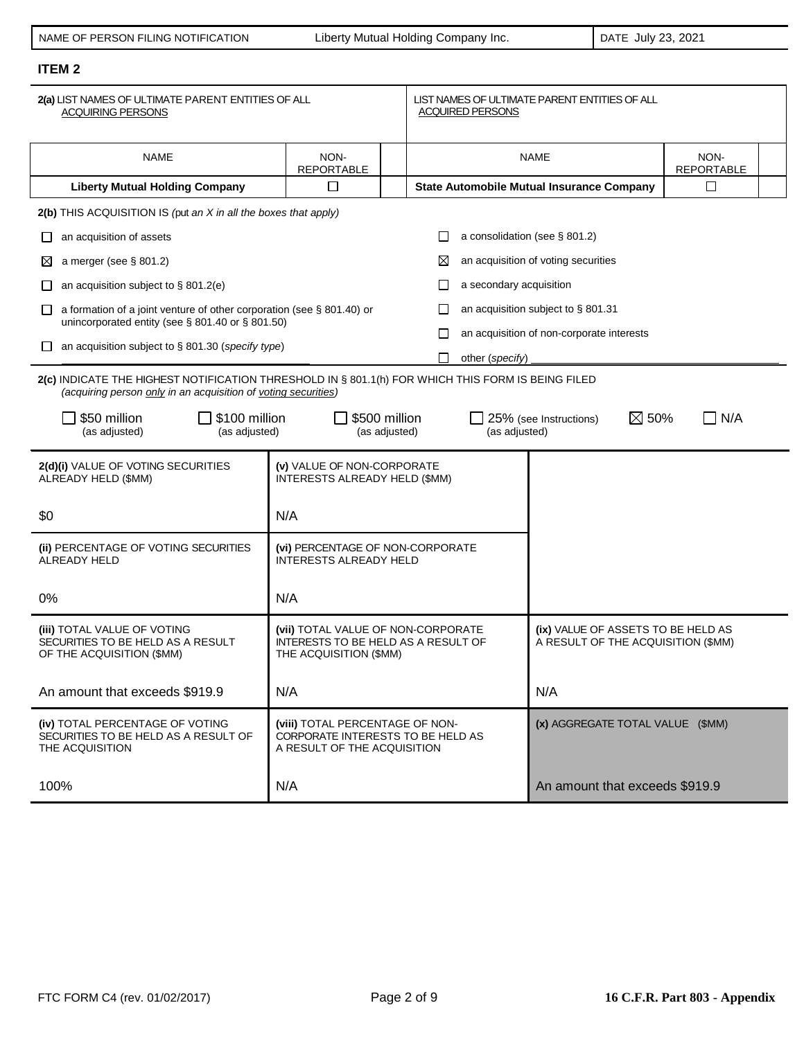| NAME OF PERSON FILING NOTIFICATION | Liberty Mutual Holding Company Inc. | DATE July 23, 2021 |
|---|---|---|

## ITEM 2

| 2(a) LIST NAMES OF ULTIMATE PARENT ENTITIES OF ALL ACQUIRING PERSONS | | LIST NAMES OF ULTIMATE PARENT ENTITIES OF ALL ACQUIRED PERSONS | |
|---|---|---|---|
| NAME | NON-REPORTABLE | NAME | NON-REPORTABLE |
| **Liberty Mutual Holding Company** | ☐ | **State Automobile Mutual Insurance Company** | ☐ |

**2(b)** THIS ACQUISITION IS *(put an X in all the boxes that apply)*

- ☐ an acquisition of assets
- ☒ a merger (see § 801.2)
- ☐ an acquisition subject to § 801.2(e)
- ☐ a formation of a joint venture of other corporation (see § 801.40) or unincorporated entity (see § 801.40 or § 801.50)
- ☐ an acquisition subject to § 801.30 (*specify type*) ____________
- ☐ a consolidation (see § 801.2)
- ☒ an acquisition of voting securities
- ☐ a secondary acquisition
- ☐ an acquisition subject to § 801.31
- ☐ an acquisition of non-corporate interests
- ☐ other (*specify*) ____________

**2(c)** INDICATE THE HIGHEST NOTIFICATION THRESHOLD IN § 801.1(h) FOR WHICH THIS FORM IS BEING FILED *(acquiring person only in an acquisition of voting securities)*

☐ $50 million (as adjusted) ☐ $100 million (as adjusted) ☐ $500 million (as adjusted) ☐ 25% (see Instructions) (as adjusted) ☒ 50% ☐ N/A

| **2(d)(i)** VALUE OF VOTING SECURITIES ALREADY HELD ($MM) | **(v)** VALUE OF NON-CORPORATE INTERESTS ALREADY HELD ($MM) | |
|---|---|---|
| $0 | N/A | |
| **(ii)** PERCENTAGE OF VOTING SECURITIES ALREADY HELD | **(vi)** PERCENTAGE OF NON-CORPORATE INTERESTS ALREADY HELD | |
| 0% | N/A | |
| **(iii)** TOTAL VALUE OF VOTING SECURITIES TO BE HELD AS A RESULT OF THE ACQUISITION ($MM) | **(vii)** TOTAL VALUE OF NON-CORPORATE INTERESTS TO BE HELD AS A RESULT OF THE ACQUISITION ($MM) | **(ix)** VALUE OF ASSETS TO BE HELD AS A RESULT OF THE ACQUISITION ($MM) |
| An amount that exceeds $919.9 | N/A | N/A |
| **(iv)** TOTAL PERCENTAGE OF VOTING SECURITIES TO BE HELD AS A RESULT OF THE ACQUISITION | **(viii)** TOTAL PERCENTAGE OF NON-CORPORATE INTERESTS TO BE HELD AS A RESULT OF THE ACQUISITION | **(x)** AGGREGATE TOTAL VALUE ($MM) |
| 100% | N/A | An amount that exceeds $919.9 |

FTC FORM C4 (rev. 01/02/2017) **16 C.F.R. Part 803 - Appendix**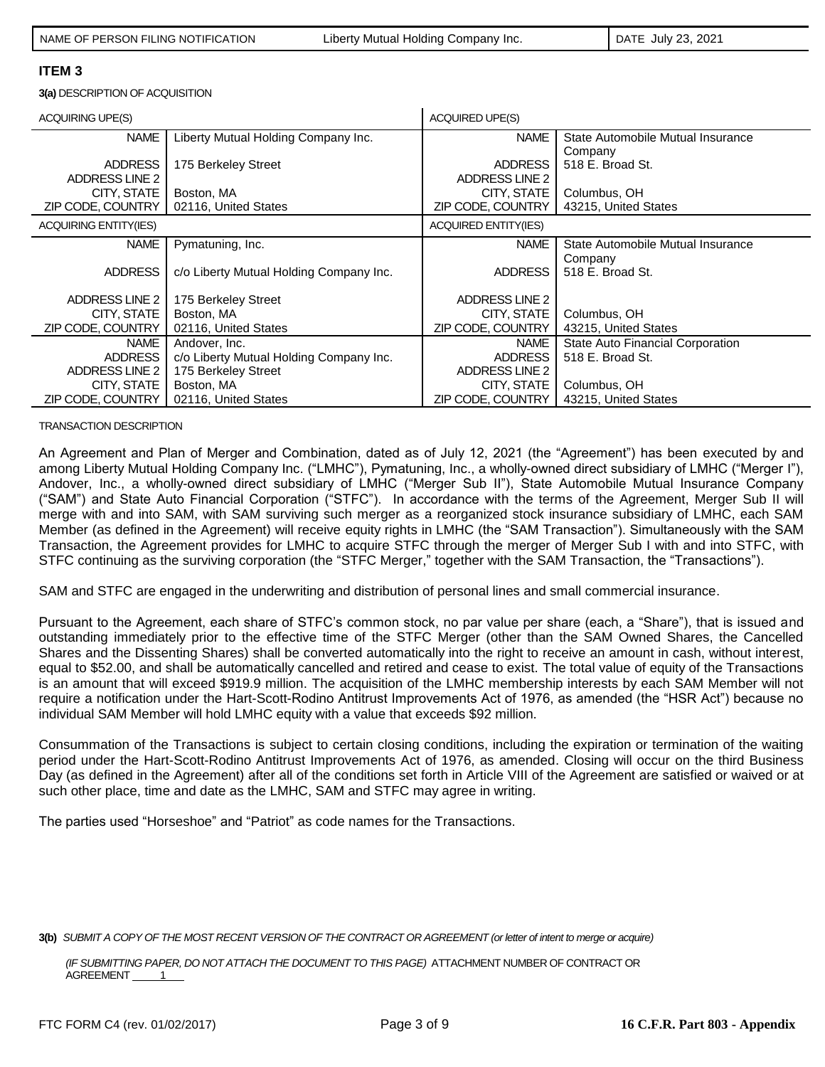| NAME OF PERSON FILING NOTIFICATION | Liberty Mutual Holding Company Inc. | DATE July 23, 2021 |
|---|---|---|

## ITEM 3

**3(a)** DESCRIPTION OF ACQUISITION

| ACQUIRING UPE(S) | | ACQUIRED UPE(S) | |
|---|---|---|---|
| NAME | Liberty Mutual Holding Company Inc. | NAME | State Automobile Mutual Insurance Company |
| ADDRESS | 175 Berkeley Street | ADDRESS | 518 E. Broad St. |
| ADDRESS LINE 2 | | ADDRESS LINE 2 | |
| CITY, STATE | Boston, MA | CITY, STATE | Columbus, OH |
| ZIP CODE, COUNTRY | 02116, United States | ZIP CODE, COUNTRY | 43215, United States |
| **ACQUIRING ENTITY(IES)** | | **ACQUIRED ENTITY(IES)** | |
| NAME | Pymatuning, Inc. | NAME | State Automobile Mutual Insurance Company |
| ADDRESS | c/o Liberty Mutual Holding Company Inc. | ADDRESS | 518 E. Broad St. |
| ADDRESS LINE 2 | 175 Berkeley Street | ADDRESS LINE 2 | |
| CITY, STATE | Boston, MA | CITY, STATE | Columbus, OH |
| ZIP CODE, COUNTRY | 02116, United States | ZIP CODE, COUNTRY | 43215, United States |
| NAME | Andover, Inc. | NAME | State Auto Financial Corporation |
| ADDRESS | c/o Liberty Mutual Holding Company Inc. | ADDRESS | 518 E. Broad St. |
| ADDRESS LINE 2 | 175 Berkeley Street | ADDRESS LINE 2 | |
| CITY, STATE | Boston, MA | CITY, STATE | Columbus, OH |
| ZIP CODE, COUNTRY | 02116, United States | ZIP CODE, COUNTRY | 43215, United States |

TRANSACTION DESCRIPTION

An Agreement and Plan of Merger and Combination, dated as of July 12, 2021 (the "Agreement") has been executed by and among Liberty Mutual Holding Company Inc. ("LMHC"), Pymatuning, Inc., a wholly-owned direct subsidiary of LMHC ("Merger I"), Andover, Inc., a wholly-owned direct subsidiary of LMHC ("Merger Sub II"), State Automobile Mutual Insurance Company ("SAM") and State Auto Financial Corporation ("STFC"). In accordance with the terms of the Agreement, Merger Sub II will merge with and into SAM, with SAM surviving such merger as a reorganized stock insurance subsidiary of LMHC, each SAM Member (as defined in the Agreement) will receive equity rights in LMHC (the "SAM Transaction"). Simultaneously with the SAM Transaction, the Agreement provides for LMHC to acquire STFC through the merger of Merger Sub I with and into STFC, with STFC continuing as the surviving corporation (the "STFC Merger," together with the SAM Transaction, the "Transactions").

SAM and STFC are engaged in the underwriting and distribution of personal lines and small commercial insurance.

Pursuant to the Agreement, each share of STFC's common stock, no par value per share (each, a "Share"), that is issued and outstanding immediately prior to the effective time of the STFC Merger (other than the SAM Owned Shares, the Cancelled Shares and the Dissenting Shares) shall be converted automatically into the right to receive an amount in cash, without interest, equal to $52.00, and shall be automatically cancelled and retired and cease to exist. The total value of equity of the Transactions is an amount that will exceed $919.9 million. The acquisition of the LMHC membership interests by each SAM Member will not require a notification under the Hart-Scott-Rodino Antitrust Improvements Act of 1976, as amended (the "HSR Act") because no individual SAM Member will hold LMHC equity with a value that exceeds $92 million.

Consummation of the Transactions is subject to certain closing conditions, including the expiration or termination of the waiting period under the Hart-Scott-Rodino Antitrust Improvements Act of 1976, as amended. Closing will occur on the third Business Day (as defined in the Agreement) after all of the conditions set forth in Article VIII of the Agreement are satisfied or waived or at such other place, time and date as the LMHC, SAM and STFC may agree in writing.

The parties used "Horseshoe" and "Patriot" as code names for the Transactions.

**3(b)** *SUBMIT A COPY OF THE MOST RECENT VERSION OF THE CONTRACT OR AGREEMENT (or letter of intent to merge or acquire)*

*(IF SUBMITTING PAPER, DO NOT ATTACH THE DOCUMENT TO THIS PAGE)* ATTACHMENT NUMBER OF CONTRACT OR AGREEMENT 1

FTC FORM C4 (rev. 01/02/2017) **16 C.F.R. Part 803 - Appendix**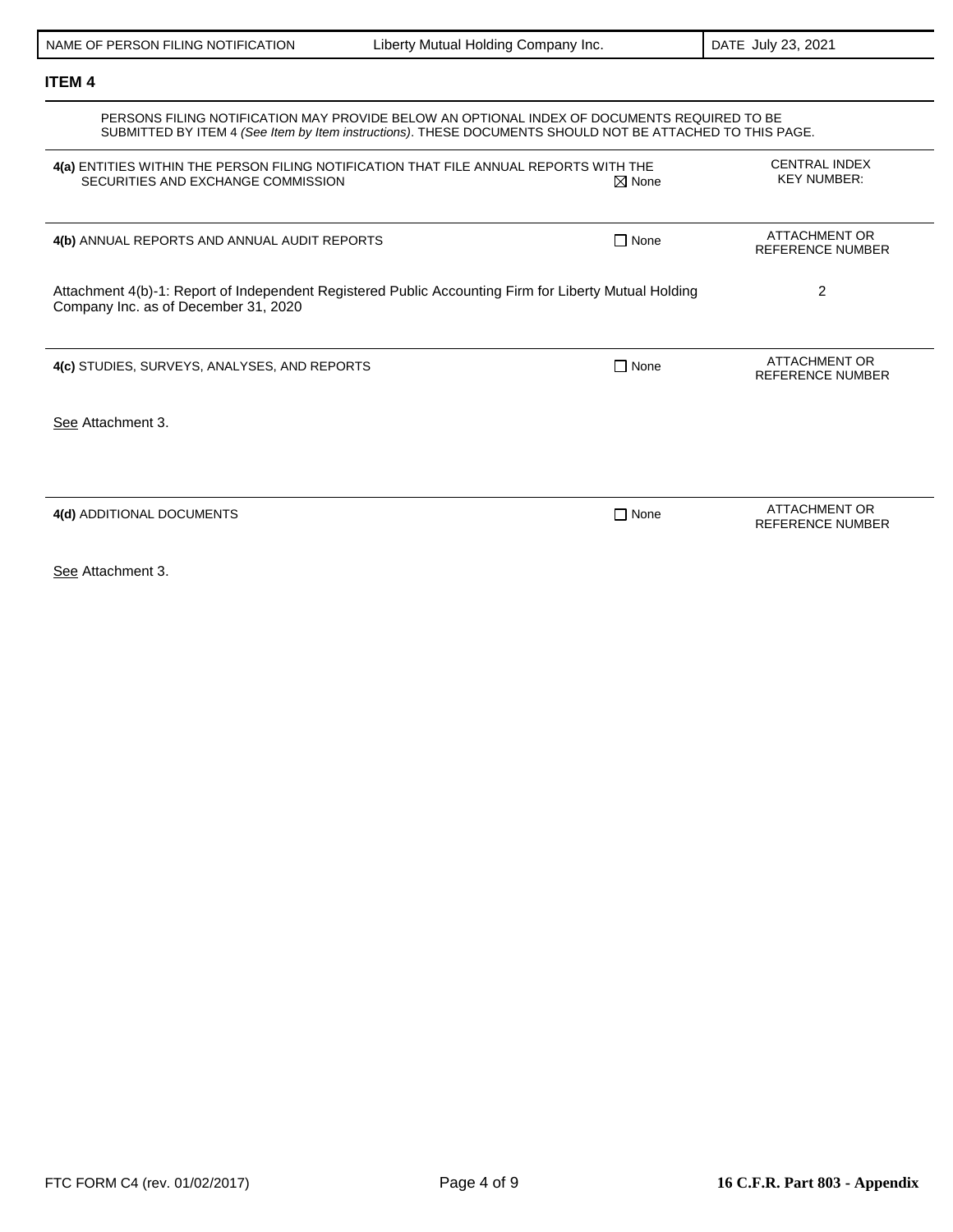| NAME OF PERSON FILING NOTIFICATION | Liberty Mutual Holding Company Inc. | DATE July 23, 2021 |
|---|---|---|

## ITEM 4

PERSONS FILING NOTIFICATION MAY PROVIDE BELOW AN OPTIONAL INDEX OF DOCUMENTS REQUIRED TO BE SUBMITTED BY ITEM 4 *(See Item by Item instructions)*. THESE DOCUMENTS SHOULD NOT BE ATTACHED TO THIS PAGE.

| **4(a)** ENTITIES WITHIN THE PERSON FILING NOTIFICATION THAT FILE ANNUAL REPORTS WITH THE SECURITIES AND EXCHANGE COMMISSION | ☒ None | CENTRAL INDEX KEY NUMBER: |
|---|---|---|

| **4(b)** ANNUAL REPORTS AND ANNUAL AUDIT REPORTS | ☐ None | ATTACHMENT OR REFERENCE NUMBER |
|---|---|---|
| Attachment 4(b)-1: Report of Independent Registered Public Accounting Firm for Liberty Mutual Holding Company Inc. as of December 31, 2020 | | 2 |

| **4(c)** STUDIES, SURVEYS, ANALYSES, AND REPORTS | ☐ None | ATTACHMENT OR REFERENCE NUMBER |
|---|---|---|
| See Attachment 3. | | |

| **4(d)** ADDITIONAL DOCUMENTS | ☐ None | ATTACHMENT OR REFERENCE NUMBER |
|---|---|---|
| See Attachment 3. | | |

FTC FORM C4 (rev. 01/02/2017) — **16 C.F.R. Part 803 - Appendix**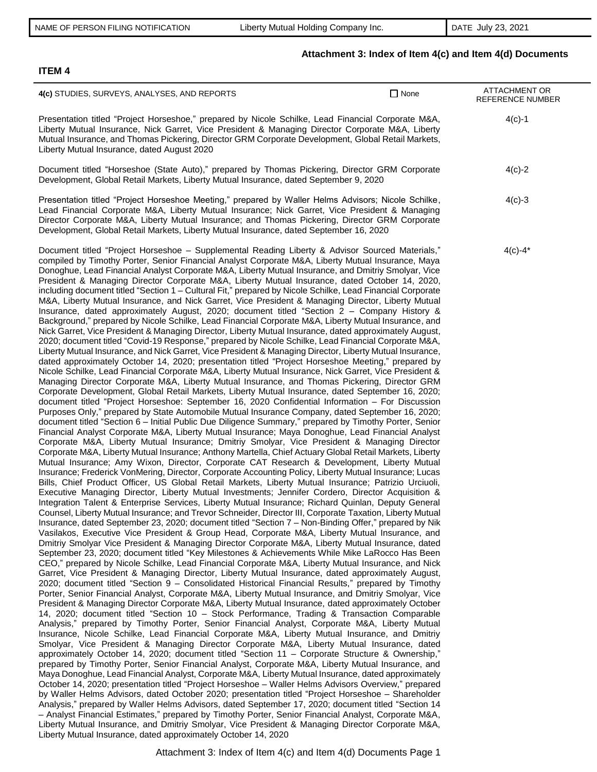| NAME OF PERSON FILING NOTIFICATION | Liberty Mutual Holding Company Inc. | DATE July 23, 2021 |
|---|---|---|

**Attachment 3: Index of Item 4(c) and Item 4(d) Documents**

**ITEM 4**

| **4(c)** STUDIES, SURVEYS, ANALYSES, AND REPORTS ☐ None | ATTACHMENT OR REFERENCE NUMBER |
|---|---|
| Presentation titled "Project Horseshoe," prepared by Nicole Schilke, Lead Financial Corporate M&A, Liberty Mutual Insurance, Nick Garret, Vice President & Managing Director Corporate M&A, Liberty Mutual Insurance, and Thomas Pickering, Director GRM Corporate Development, Global Retail Markets, Liberty Mutual Insurance, dated August 2020 | 4(c)-1 |
| Document titled "Horseshoe (State Auto)," prepared by Thomas Pickering, Director GRM Corporate Development, Global Retail Markets, Liberty Mutual Insurance, dated September 9, 2020 | 4(c)-2 |
| Presentation titled "Project Horseshoe Meeting," prepared by Waller Helms Advisors; Nicole Schilke, Lead Financial Corporate M&A, Liberty Mutual Insurance; Nick Garret, Vice President & Managing Director Corporate M&A, Liberty Mutual Insurance; and Thomas Pickering, Director GRM Corporate Development, Global Retail Markets, Liberty Mutual Insurance, dated September 16, 2020 | 4(c)-3 |
| Document titled "Project Horseshoe – Supplemental Reading Liberty & Advisor Sourced Materials," compiled by Timothy Porter, Senior Financial Analyst Corporate M&A, Liberty Mutual Insurance, Maya Donoghue, Lead Financial Analyst Corporate M&A, Liberty Mutual Insurance, and Dmitriy Smolyar, Vice President & Managing Director Corporate M&A, Liberty Mutual Insurance, dated October 14, 2020, including document titled "Section 1 – Cultural Fit," prepared by Nicole Schilke, Lead Financial Corporate M&A, Liberty Mutual Insurance, and Nick Garret, Vice President & Managing Director, Liberty Mutual Insurance, dated approximately August, 2020; document titled "Section 2 – Company History & Background," prepared by Nicole Schilke, Lead Financial Corporate M&A, Liberty Mutual Insurance, and Nick Garret, Vice President & Managing Director, Liberty Mutual Insurance, dated approximately August, 2020; document titled "Covid-19 Response," prepared by Nicole Schilke, Lead Financial Corporate M&A, Liberty Mutual Insurance, and Nick Garret, Vice President & Managing Director, Liberty Mutual Insurance, dated approximately October 14, 2020; presentation titled "Project Horseshoe Meeting," prepared by Nicole Schilke, Lead Financial Corporate M&A, Liberty Mutual Insurance, Nick Garret, Vice President & Managing Director Corporate M&A, Liberty Mutual Insurance, and Thomas Pickering, Director GRM Corporate Development, Global Retail Markets, Liberty Mutual Insurance, dated September 16, 2020; document titled "Project Horseshoe: September 16, 2020 Confidential Information – For Discussion Purposes Only," prepared by State Automobile Mutual Insurance Company, dated September 16, 2020; document titled "Section 6 – Initial Public Due Diligence Summary," prepared by Timothy Porter, Senior Financial Analyst Corporate M&A, Liberty Mutual Insurance; Maya Donoghue, Lead Financial Analyst Corporate M&A, Liberty Mutual Insurance; Dmitriy Smolyar, Vice President & Managing Director Corporate M&A, Liberty Mutual Insurance; Anthony Martella, Chief Actuary Global Retail Markets, Liberty Mutual Insurance; Amy Wixon, Director, Corporate CAT Research & Development, Liberty Mutual Insurance; Frederick VonMering, Director, Corporate Accounting Policy, Liberty Mutual Insurance; Lucas Bills, Chief Product Officer, US Global Retail Markets, Liberty Mutual Insurance; Patrizio Urciuoli, Executive Managing Director, Liberty Mutual Investments; Jennifer Cordero, Director Acquisition & Integration Talent & Enterprise Services, Liberty Mutual Insurance; Richard Quinlan, Deputy General Counsel, Liberty Mutual Insurance; and Trevor Schneider, Director III, Corporate Taxation, Liberty Mutual Insurance, dated September 23, 2020; document titled "Section 7 – Non-Binding Offer," prepared by Nik Vasilakos, Executive Vice President & Group Head, Corporate M&A, Liberty Mutual Insurance, and Dmitriy Smolyar Vice President & Managing Director Corporate M&A, Liberty Mutual Insurance, dated September 23, 2020; document titled "Key Milestones & Achievements While Mike LaRocco Has Been CEO," prepared by Nicole Schilke, Lead Financial Corporate M&A, Liberty Mutual Insurance, and Nick Garret, Vice President & Managing Director, Liberty Mutual Insurance, dated approximately August, 2020; document titled "Section 9 – Consolidated Historical Financial Results," prepared by Timothy Porter, Senior Financial Analyst, Corporate M&A, Liberty Mutual Insurance, and Dmitriy Smolyar, Vice President & Managing Director Corporate M&A, Liberty Mutual Insurance, dated approximately October 14, 2020; document titled "Section 10 – Stock Performance, Trading & Transaction Comparable Analysis," prepared by Timothy Porter, Senior Financial Analyst, Corporate M&A, Liberty Mutual Insurance, Nicole Schilke, Lead Financial Corporate M&A, Liberty Mutual Insurance, and Dmitriy Smolyar, Vice President & Managing Director Corporate M&A, Liberty Mutual Insurance, dated approximately October 14, 2020; document titled "Section 11 – Corporate Structure & Ownership," prepared by Timothy Porter, Senior Financial Analyst, Corporate M&A, Liberty Mutual Insurance, and Maya Donoghue, Lead Financial Analyst, Corporate M&A, Liberty Mutual Insurance, dated approximately October 14, 2020; presentation titled "Project Horseshoe – Waller Helms Advisors Overview," prepared by Waller Helms Advisors, dated October 2020; presentation titled "Project Horseshoe – Shareholder Analysis," prepared by Waller Helms Advisors, dated September 17, 2020; document titled "Section 14 – Analyst Financial Estimates," prepared by Timothy Porter, Senior Financial Analyst, Corporate M&A, Liberty Mutual Insurance, and Dmitriy Smolyar, Vice President & Managing Director Corporate M&A, Liberty Mutual Insurance, dated approximately October 14, 2020 | 4(c)-4* |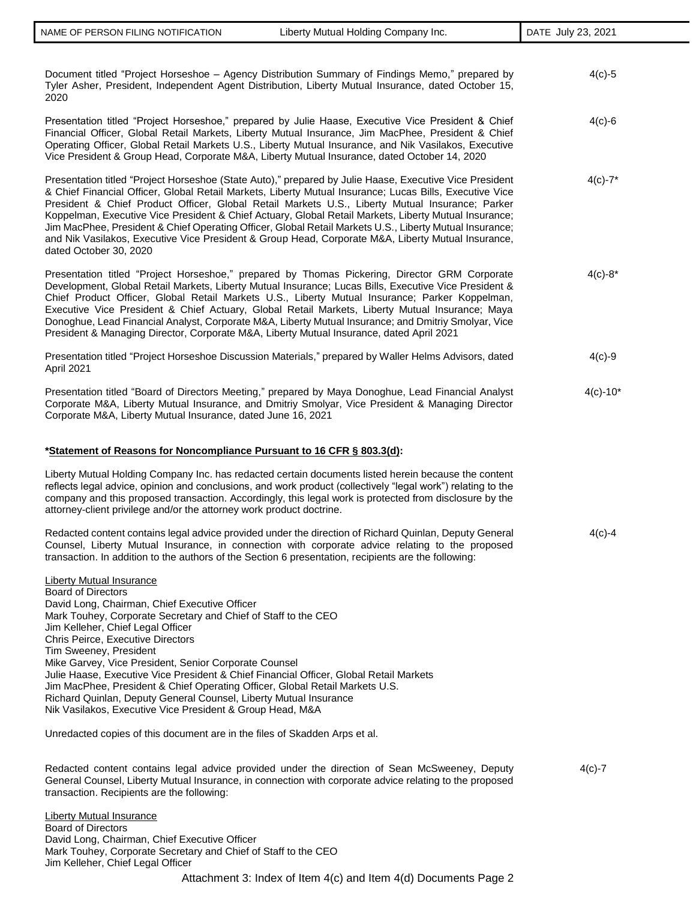| Document | Item |
|---|---|
| Document titled "Project Horseshoe – Agency Distribution Summary of Findings Memo," prepared by Tyler Asher, President, Independent Agent Distribution, Liberty Mutual Insurance, dated October 15, 2020 | 4(c)-5 |
| Presentation titled "Project Horseshoe," prepared by Julie Haase, Executive Vice President & Chief Financial Officer, Global Retail Markets, Liberty Mutual Insurance, Jim MacPhee, President & Chief Operating Officer, Global Retail Markets U.S., Liberty Mutual Insurance, and Nik Vasilakos, Executive Vice President & Group Head, Corporate M&A, Liberty Mutual Insurance, dated October 14, 2020 | 4(c)-6 |
| Presentation titled "Project Horseshoe (State Auto)," prepared by Julie Haase, Executive Vice President & Chief Financial Officer, Global Retail Markets, Liberty Mutual Insurance; Lucas Bills, Executive Vice President & Chief Product Officer, Global Retail Markets U.S., Liberty Mutual Insurance; Parker Koppelman, Executive Vice President & Chief Actuary, Global Retail Markets, Liberty Mutual Insurance; Jim MacPhee, President & Chief Operating Officer, Global Retail Markets U.S., Liberty Mutual Insurance; and Nik Vasilakos, Executive Vice President & Group Head, Corporate M&A, Liberty Mutual Insurance, dated October 30, 2020 | 4(c)-7* |
| Presentation titled "Project Horseshoe," prepared by Thomas Pickering, Director GRM Corporate Development, Global Retail Markets, Liberty Mutual Insurance; Lucas Bills, Executive Vice President & Chief Product Officer, Global Retail Markets U.S., Liberty Mutual Insurance; Parker Koppelman, Executive Vice President & Chief Actuary, Global Retail Markets, Liberty Mutual Insurance; Maya Donoghue, Lead Financial Analyst, Corporate M&A, Liberty Mutual Insurance; and Dmitriy Smolyar, Vice President & Managing Director, Corporate M&A, Liberty Mutual Insurance, dated April 2021 | 4(c)-8* |
| Presentation titled "Project Horseshoe Discussion Materials," prepared by Waller Helms Advisors, dated April 2021 | 4(c)-9 |
| Presentation titled "Board of Directors Meeting," prepared by Maya Donoghue, Lead Financial Analyst Corporate M&A, Liberty Mutual Insurance, and Dmitriy Smolyar, Vice President & Managing Director Corporate M&A, Liberty Mutual Insurance, dated June 16, 2021 | 4(c)-10* |

**<u>*Statement of Reasons for Noncompliance Pursuant to 16 CFR § 803.3(d)</u>:**

Liberty Mutual Holding Company Inc. has redacted certain documents listed herein because the content reflects legal advice, opinion and conclusions, and work product (collectively "legal work") relating to the company and this proposed transaction. Accordingly, this legal work is protected from disclosure by the attorney-client privilege and/or the attorney work product doctrine.

Redacted content contains legal advice provided under the direction of Richard Quinlan, Deputy General Counsel, Liberty Mutual Insurance, in connection with corporate advice relating to the proposed transaction. In addition to the authors of the Section 6 presentation, recipients are the following: — 4(c)-4

<u>Liberty Mutual Insurance</u>
Board of Directors
David Long, Chairman, Chief Executive Officer
Mark Touhey, Corporate Secretary and Chief of Staff to the CEO
Jim Kelleher, Chief Legal Officer
Chris Peirce, Executive Directors
Tim Sweeney, President
Mike Garvey, Vice President, Senior Corporate Counsel
Julie Haase, Executive Vice President & Chief Financial Officer, Global Retail Markets
Jim MacPhee, President & Chief Operating Officer, Global Retail Markets U.S.
Richard Quinlan, Deputy General Counsel, Liberty Mutual Insurance
Nik Vasilakos, Executive Vice President & Group Head, M&A

Unredacted copies of this document are in the files of Skadden Arps et al.

Redacted content contains legal advice provided under the direction of Sean McSweeney, Deputy General Counsel, Liberty Mutual Insurance, in connection with corporate advice relating to the proposed transaction. Recipients are the following: — 4(c)-7

<u>Liberty Mutual Insurance</u>
Board of Directors
David Long, Chairman, Chief Executive Officer
Mark Touhey, Corporate Secretary and Chief of Staff to the CEO
Jim Kelleher, Chief Legal Officer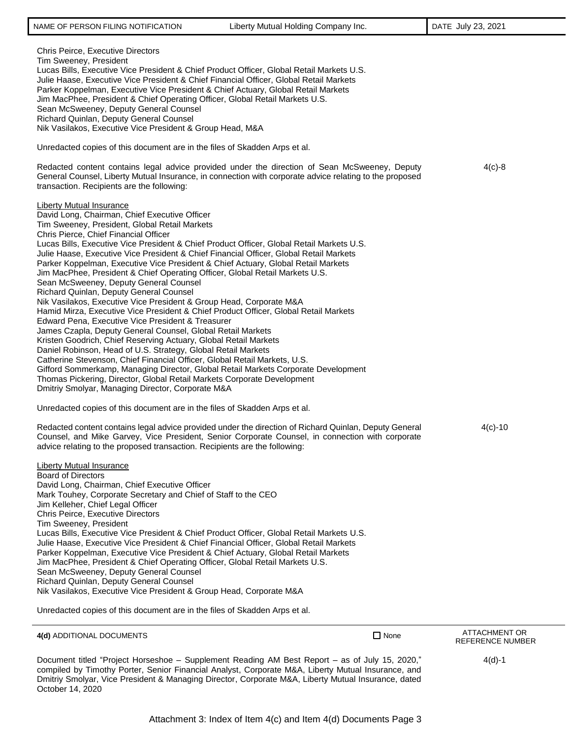Chris Peirce, Executive Directors
Tim Sweeney, President
Lucas Bills, Executive Vice President & Chief Product Officer, Global Retail Markets U.S.
Julie Haase, Executive Vice President & Chief Financial Officer, Global Retail Markets
Parker Koppelman, Executive Vice President & Chief Actuary, Global Retail Markets
Jim MacPhee, President & Chief Operating Officer, Global Retail Markets U.S.
Sean McSweeney, Deputy General Counsel
Richard Quinlan, Deputy General Counsel
Nik Vasilakos, Executive Vice President & Group Head, M&A

Unredacted copies of this document are in the files of Skadden Arps et al.

Redacted content contains legal advice provided under the direction of Sean McSweeney, Deputy General Counsel, Liberty Mutual Insurance, in connection with corporate advice relating to the proposed transaction. Recipients are the following: — 4(c)-8

Liberty Mutual Insurance
David Long, Chairman, Chief Executive Officer
Tim Sweeney, President, Global Retail Markets
Chris Pierce, Chief Financial Officer
Lucas Bills, Executive Vice President & Chief Product Officer, Global Retail Markets U.S.
Julie Haase, Executive Vice President & Chief Financial Officer, Global Retail Markets
Parker Koppelman, Executive Vice President & Chief Actuary, Global Retail Markets
Jim MacPhee, President & Chief Operating Officer, Global Retail Markets U.S.
Sean McSweeney, Deputy General Counsel
Richard Quinlan, Deputy General Counsel
Nik Vasilakos, Executive Vice President & Group Head, Corporate M&A
Hamid Mirza, Executive Vice President & Chief Product Officer, Global Retail Markets
Edward Pena, Executive Vice President & Treasurer
James Czapla, Deputy General Counsel, Global Retail Markets
Kristen Goodrich, Chief Reserving Actuary, Global Retail Markets
Daniel Robinson, Head of U.S. Strategy, Global Retail Markets
Catherine Stevenson, Chief Financial Officer, Global Retail Markets, U.S.
Gifford Sommerkamp, Managing Director, Global Retail Markets Corporate Development
Thomas Pickering, Director, Global Retail Markets Corporate Development
Dmitriy Smolyar, Managing Director, Corporate M&A

Unredacted copies of this document are in the files of Skadden Arps et al.

Redacted content contains legal advice provided under the direction of Richard Quinlan, Deputy General Counsel, and Mike Garvey, Vice President, Senior Corporate Counsel, in connection with corporate advice relating to the proposed transaction. Recipients are the following: — 4(c)-10

Liberty Mutual Insurance
Board of Directors
David Long, Chairman, Chief Executive Officer
Mark Touhey, Corporate Secretary and Chief of Staff to the CEO
Jim Kelleher, Chief Legal Officer
Chris Peirce, Executive Directors
Tim Sweeney, President
Lucas Bills, Executive Vice President & Chief Product Officer, Global Retail Markets U.S.
Julie Haase, Executive Vice President & Chief Financial Officer, Global Retail Markets
Parker Koppelman, Executive Vice President & Chief Actuary, Global Retail Markets
Jim MacPhee, President & Chief Operating Officer, Global Retail Markets U.S.
Sean McSweeney, Deputy General Counsel
Richard Quinlan, Deputy General Counsel
Nik Vasilakos, Executive Vice President & Group Head, Corporate M&A

Unredacted copies of this document are in the files of Skadden Arps et al.

| **4(d)** ADDITIONAL DOCUMENTS | ☐ None | ATTACHMENT OR REFERENCE NUMBER |
|---|---|---|
| Document titled "Project Horseshoe – Supplement Reading AM Best Report – as of July 15, 2020," compiled by Timothy Porter, Senior Financial Analyst, Corporate M&A, Liberty Mutual Insurance, and Dmitriy Smolyar, Vice President & Managing Director, Corporate M&A, Liberty Mutual Insurance, dated October 14, 2020 | | 4(d)-1 |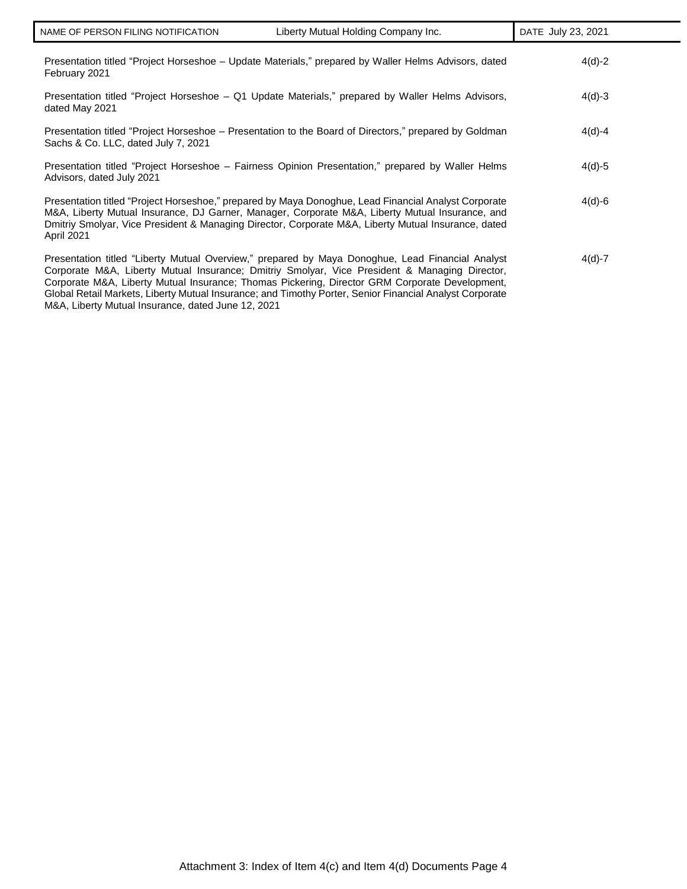| NAME OF PERSON FILING NOTIFICATION | Liberty Mutual Holding Company Inc. | DATE July 23, 2021 |
|---|---|---|

| | |
|---|---|
| Presentation titled "Project Horseshoe – Update Materials," prepared by Waller Helms Advisors, dated February 2021 | 4(d)-2 |
| Presentation titled "Project Horseshoe – Q1 Update Materials," prepared by Waller Helms Advisors, dated May 2021 | 4(d)-3 |
| Presentation titled "Project Horseshoe – Presentation to the Board of Directors," prepared by Goldman Sachs & Co. LLC, dated July 7, 2021 | 4(d)-4 |
| Presentation titled "Project Horseshoe – Fairness Opinion Presentation," prepared by Waller Helms Advisors, dated July 2021 | 4(d)-5 |
| Presentation titled "Project Horseshoe," prepared by Maya Donoghue, Lead Financial Analyst Corporate M&A, Liberty Mutual Insurance, DJ Garner, Manager, Corporate M&A, Liberty Mutual Insurance, and Dmitriy Smolyar, Vice President & Managing Director, Corporate M&A, Liberty Mutual Insurance, dated April 2021 | 4(d)-6 |
| Presentation titled "Liberty Mutual Overview," prepared by Maya Donoghue, Lead Financial Analyst Corporate M&A, Liberty Mutual Insurance; Dmitriy Smolyar, Vice President & Managing Director, Corporate M&A, Liberty Mutual Insurance; Thomas Pickering, Director GRM Corporate Development, Global Retail Markets, Liberty Mutual Insurance; and Timothy Porter, Senior Financial Analyst Corporate M&A, Liberty Mutual Insurance, dated June 12, 2021 | 4(d)-7 |

Attachment 3: Index of Item 4(c) and Item 4(d) Documents Page 4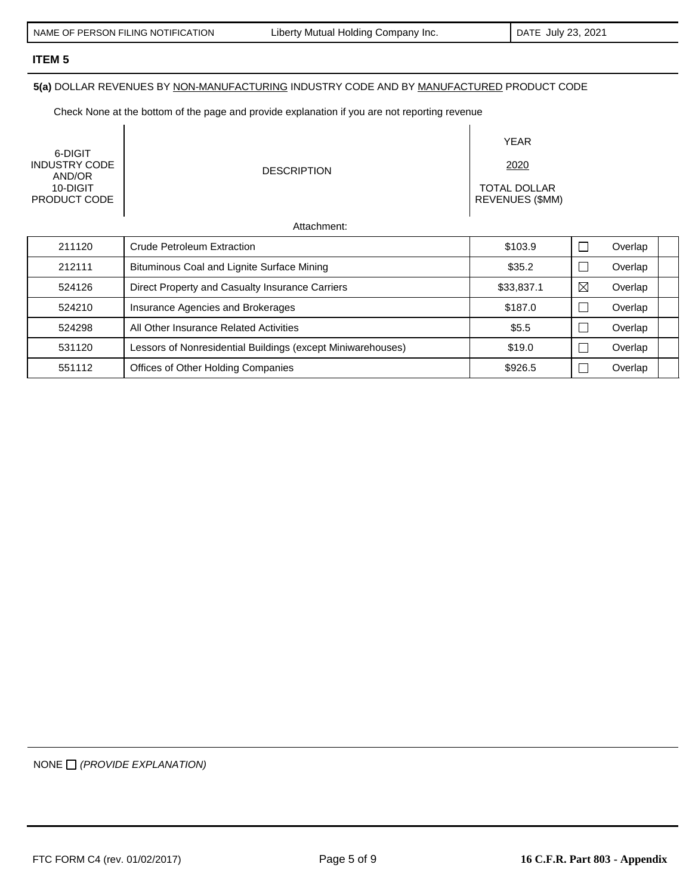| NAME OF PERSON FILING NOTIFICATION | Liberty Mutual Holding Company Inc. | DATE July 23, 2021 |
|---|---|---|

**ITEM 5**

**5(a)** DOLLAR REVENUES BY NON-MANUFACTURING INDUSTRY CODE AND BY MANUFACTURED PRODUCT CODE

Check None at the bottom of the page and provide explanation if you are not reporting revenue

| 6-DIGIT INDUSTRY CODE AND/OR 10-DIGIT PRODUCT CODE | DESCRIPTION | YEAR 2020 TOTAL DOLLAR REVENUES ($MM) | | | |
|---|---|---|---|---|---|
| | Attachment: | | | | |
| 211120 | Crude Petroleum Extraction | $103.9 | ☐ | Overlap | |
| 212111 | Bituminous Coal and Lignite Surface Mining | $35.2 | ☐ | Overlap | |
| 524126 | Direct Property and Casualty Insurance Carriers | $33,837.1 | ☒ | Overlap | |
| 524210 | Insurance Agencies and Brokerages | $187.0 | ☐ | Overlap | |
| 524298 | All Other Insurance Related Activities | $5.5 | ☐ | Overlap | |
| 531120 | Lessors of Nonresidential Buildings (except Miniwarehouses) | $19.0 | ☐ | Overlap | |
| 551112 | Offices of Other Holding Companies | $926.5 | ☐ | Overlap | |

NONE ☐ *(PROVIDE EXPLANATION)*

FTC FORM C4 (rev. 01/02/2017) **16 C.F.R. Part 803 - Appendix**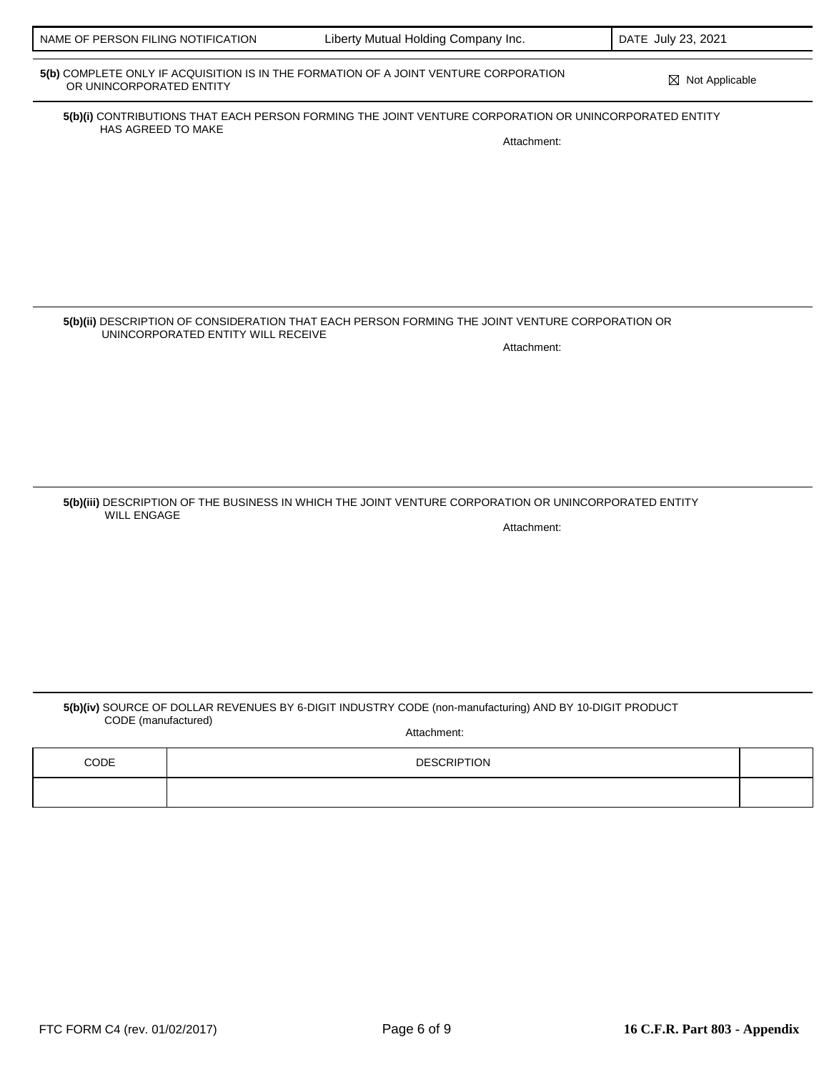| NAME OF PERSON FILING NOTIFICATION | Liberty Mutual Holding Company Inc. | DATE July 23, 2021 |
|---|---|---|

**5(b)** COMPLETE ONLY IF ACQUISITION IS IN THE FORMATION OF A JOINT VENTURE CORPORATION OR UNINCORPORATED ENTITY

☒ Not Applicable

**5(b)(i)** CONTRIBUTIONS THAT EACH PERSON FORMING THE JOINT VENTURE CORPORATION OR UNINCORPORATED ENTITY HAS AGREED TO MAKE

Attachment:

**5(b)(ii)** DESCRIPTION OF CONSIDERATION THAT EACH PERSON FORMING THE JOINT VENTURE CORPORATION OR UNINCORPORATED ENTITY WILL RECEIVE

Attachment:

**5(b)(iii)** DESCRIPTION OF THE BUSINESS IN WHICH THE JOINT VENTURE CORPORATION OR UNINCORPORATED ENTITY WILL ENGAGE

Attachment:

**5(b)(iv)** SOURCE OF DOLLAR REVENUES BY 6-DIGIT INDUSTRY CODE (non-manufacturing) AND BY 10-DIGIT PRODUCT CODE (manufactured)

Attachment:

| CODE | DESCRIPTION | |
|---|---|---|
| | | |

FTC FORM C4 (rev. 01/02/2017) 16 C.F.R. Part 803 - Appendix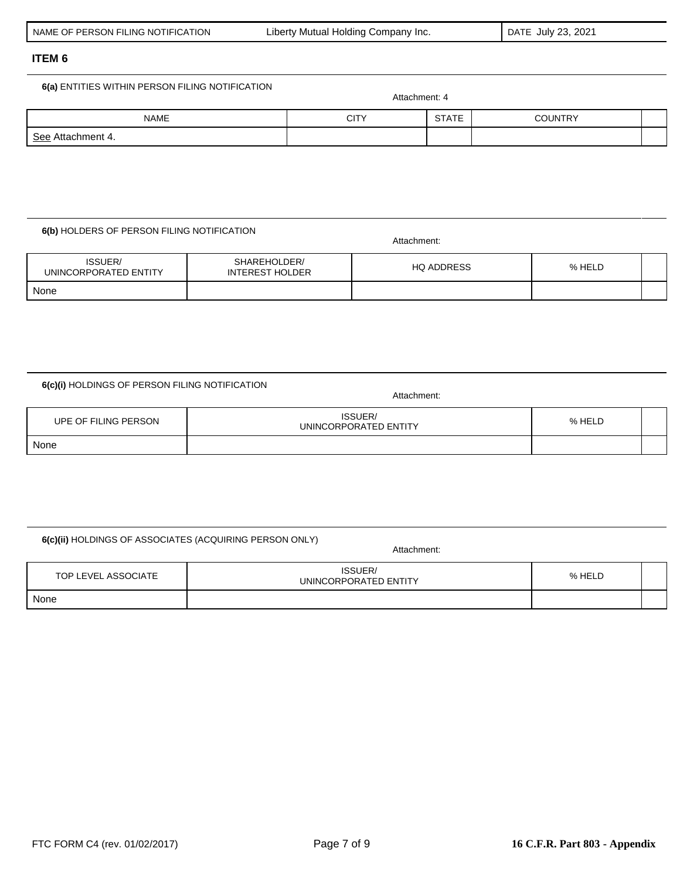| NAME OF PERSON FILING NOTIFICATION | Liberty Mutual Holding Company Inc. | DATE July 23, 2021 |
|---|---|---|

## ITEM 6

**6(a)** ENTITIES WITHIN PERSON FILING NOTIFICATION

Attachment: 4

| NAME | CITY | STATE | COUNTRY | |
|---|---|---|---|---|
| See Attachment 4. | | | | |

**6(b)** HOLDERS OF PERSON FILING NOTIFICATION

Attachment:

| ISSUER/ UNINCORPORATED ENTITY | SHAREHOLDER/ INTEREST HOLDER | HQ ADDRESS | % HELD | |
|---|---|---|---|---|
| None | | | | |

**6(c)(i)** HOLDINGS OF PERSON FILING NOTIFICATION

Attachment:

| UPE OF FILING PERSON | ISSUER/ UNINCORPORATED ENTITY | % HELD | |
|---|---|---|---|
| None | | | |

**6(c)(ii)** HOLDINGS OF ASSOCIATES (ACQUIRING PERSON ONLY)

Attachment:

| TOP LEVEL ASSOCIATE | ISSUER/ UNINCORPORATED ENTITY | % HELD | |
|---|---|---|---|
| None | | | |

FTC FORM C4 (rev. 01/02/2017) **16 C.F.R. Part 803 - Appendix**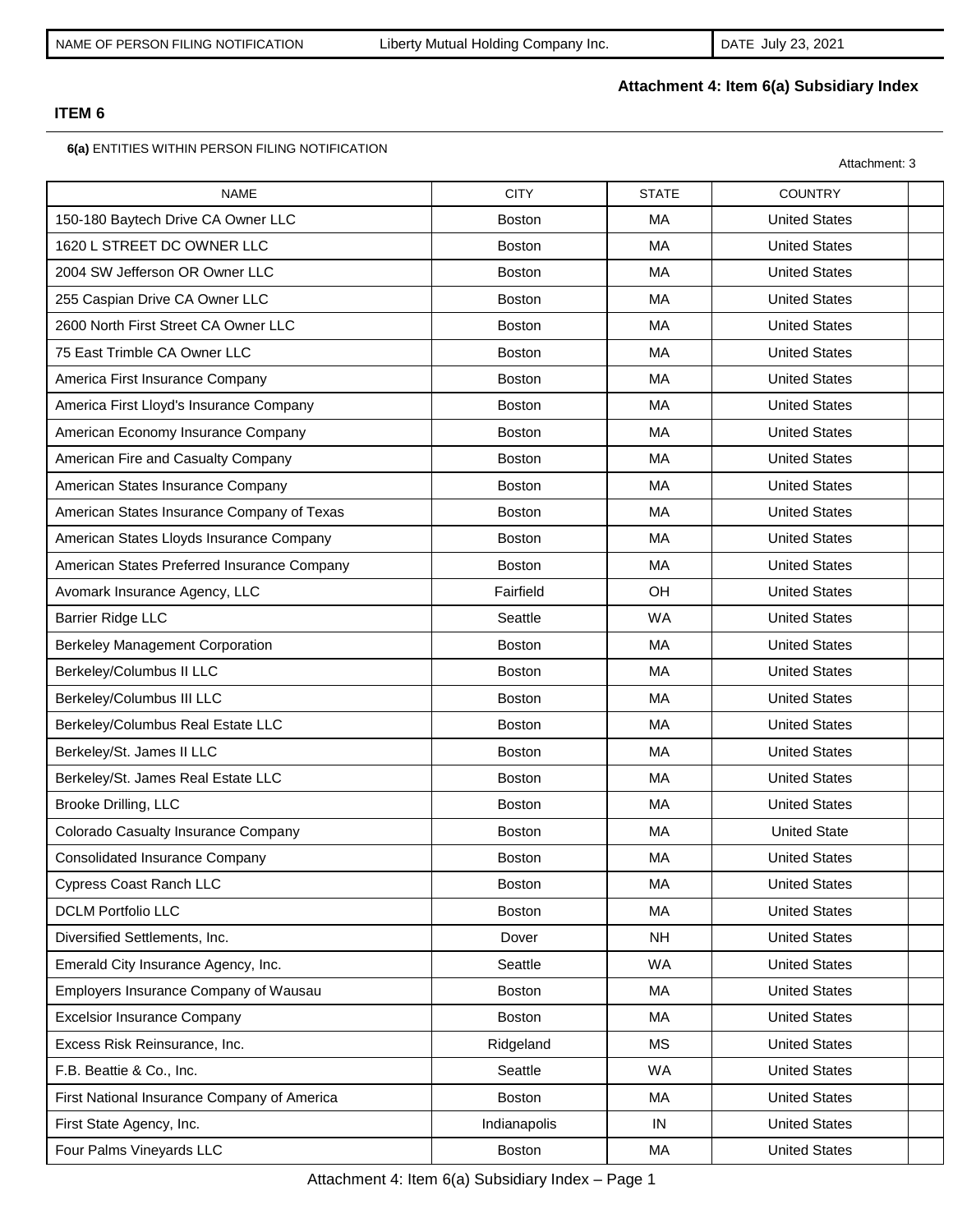| NAME OF PERSON FILING NOTIFICATION | Liberty Mutual Holding Company Inc. | DATE July 23, 2021 |
|---|---|---|

**Attachment 4: Item 6(a) Subsidiary Index**

**ITEM 6**

**6(a)** ENTITIES WITHIN PERSON FILING NOTIFICATION

Attachment: 3

| NAME | CITY | STATE | COUNTRY | |
|---|---|---|---|---|
| 150-180 Baytech Drive CA Owner LLC | Boston | MA | United States | |
| 1620 L STREET DC OWNER LLC | Boston | MA | United States | |
| 2004 SW Jefferson OR Owner LLC | Boston | MA | United States | |
| 255 Caspian Drive CA Owner LLC | Boston | MA | United States | |
| 2600 North First Street CA Owner LLC | Boston | MA | United States | |
| 75 East Trimble CA Owner LLC | Boston | MA | United States | |
| America First Insurance Company | Boston | MA | United States | |
| America First Lloyd's Insurance Company | Boston | MA | United States | |
| American Economy Insurance Company | Boston | MA | United States | |
| American Fire and Casualty Company | Boston | MA | United States | |
| American States Insurance Company | Boston | MA | United States | |
| American States Insurance Company of Texas | Boston | MA | United States | |
| American States Lloyds Insurance Company | Boston | MA | United States | |
| American States Preferred Insurance Company | Boston | MA | United States | |
| Avomark Insurance Agency, LLC | Fairfield | OH | United States | |
| Barrier Ridge LLC | Seattle | WA | United States | |
| Berkeley Management Corporation | Boston | MA | United States | |
| Berkeley/Columbus II LLC | Boston | MA | United States | |
| Berkeley/Columbus III LLC | Boston | MA | United States | |
| Berkeley/Columbus Real Estate LLC | Boston | MA | United States | |
| Berkeley/St. James II LLC | Boston | MA | United States | |
| Berkeley/St. James Real Estate LLC | Boston | MA | United States | |
| Brooke Drilling, LLC | Boston | MA | United States | |
| Colorado Casualty Insurance Company | Boston | MA | United State | |
| Consolidated Insurance Company | Boston | MA | United States | |
| Cypress Coast Ranch LLC | Boston | MA | United States | |
| DCLM Portfolio LLC | Boston | MA | United States | |
| Diversified Settlements, Inc. | Dover | NH | United States | |
| Emerald City Insurance Agency, Inc. | Seattle | WA | United States | |
| Employers Insurance Company of Wausau | Boston | MA | United States | |
| Excelsior Insurance Company | Boston | MA | United States | |
| Excess Risk Reinsurance, Inc. | Ridgeland | MS | United States | |
| F.B. Beattie & Co., Inc. | Seattle | WA | United States | |
| First National Insurance Company of America | Boston | MA | United States | |
| First State Agency, Inc. | Indianapolis | IN | United States | |
| Four Palms Vineyards LLC | Boston | MA | United States | |

Attachment 4: Item 6(a) Subsidiary Index – Page 1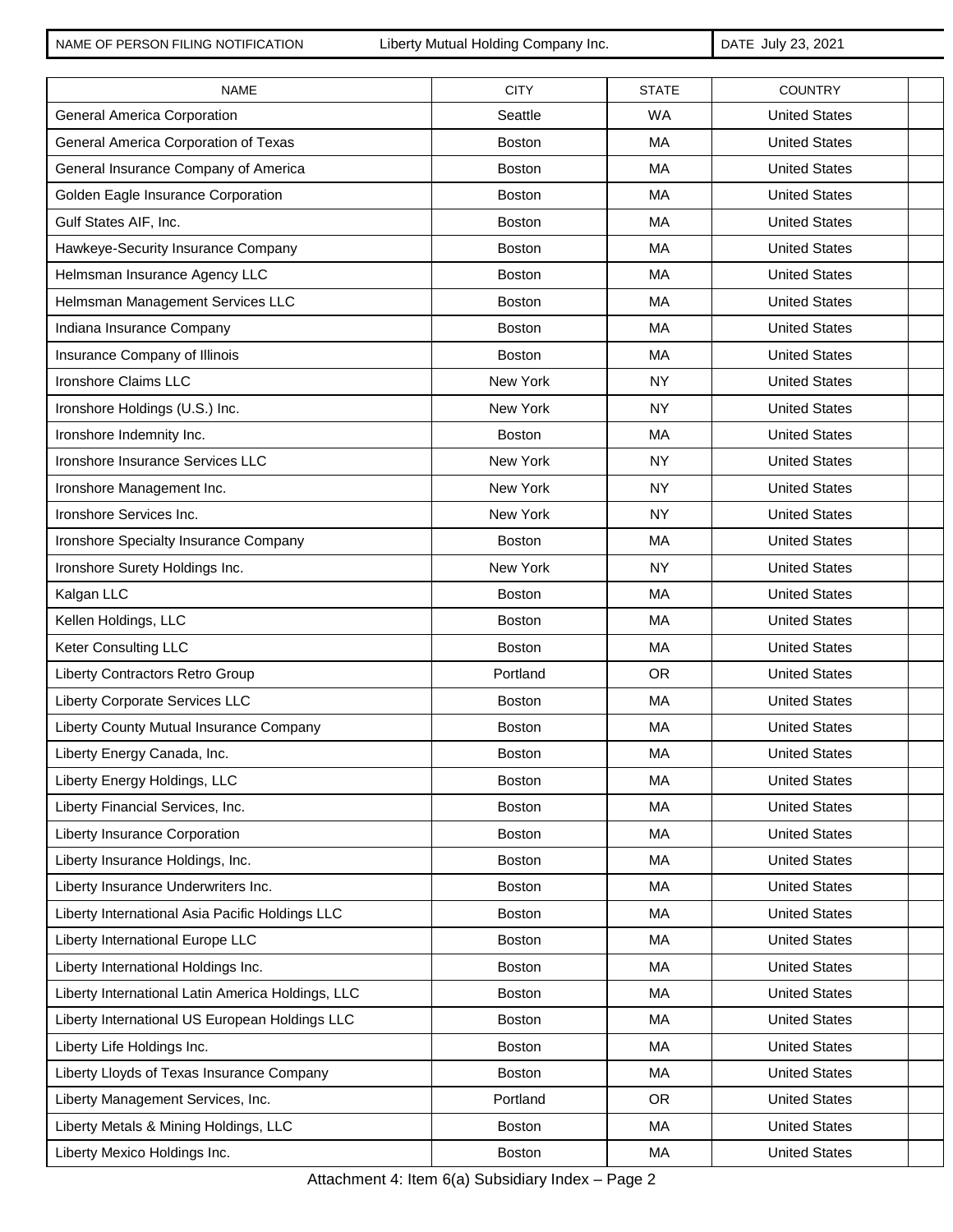| NAME OF PERSON FILING NOTIFICATION | Liberty Mutual Holding Company Inc. | DATE July 23, 2021 |
|---|---|---|

| NAME | CITY | STATE | COUNTRY | |
|---|---|---|---|---|
| General America Corporation | Seattle | WA | United States | |
| General America Corporation of Texas | Boston | MA | United States | |
| General Insurance Company of America | Boston | MA | United States | |
| Golden Eagle Insurance Corporation | Boston | MA | United States | |
| Gulf States AIF, Inc. | Boston | MA | United States | |
| Hawkeye-Security Insurance Company | Boston | MA | United States | |
| Helmsman Insurance Agency LLC | Boston | MA | United States | |
| Helmsman Management Services LLC | Boston | MA | United States | |
| Indiana Insurance Company | Boston | MA | United States | |
| Insurance Company of Illinois | Boston | MA | United States | |
| Ironshore Claims LLC | New York | NY | United States | |
| Ironshore Holdings (U.S.) Inc. | New York | NY | United States | |
| Ironshore Indemnity Inc. | Boston | MA | United States | |
| Ironshore Insurance Services LLC | New York | NY | United States | |
| Ironshore Management Inc. | New York | NY | United States | |
| Ironshore Services Inc. | New York | NY | United States | |
| Ironshore Specialty Insurance Company | Boston | MA | United States | |
| Ironshore Surety Holdings Inc. | New York | NY | United States | |
| Kalgan LLC | Boston | MA | United States | |
| Kellen Holdings, LLC | Boston | MA | United States | |
| Keter Consulting LLC | Boston | MA | United States | |
| Liberty Contractors Retro Group | Portland | OR | United States | |
| Liberty Corporate Services LLC | Boston | MA | United States | |
| Liberty County Mutual Insurance Company | Boston | MA | United States | |
| Liberty Energy Canada, Inc. | Boston | MA | United States | |
| Liberty Energy Holdings, LLC | Boston | MA | United States | |
| Liberty Financial Services, Inc. | Boston | MA | United States | |
| Liberty Insurance Corporation | Boston | MA | United States | |
| Liberty Insurance Holdings, Inc. | Boston | MA | United States | |
| Liberty Insurance Underwriters Inc. | Boston | MA | United States | |
| Liberty International Asia Pacific Holdings LLC | Boston | MA | United States | |
| Liberty International Europe LLC | Boston | MA | United States | |
| Liberty International Holdings Inc. | Boston | MA | United States | |
| Liberty International Latin America Holdings, LLC | Boston | MA | United States | |
| Liberty International US European Holdings LLC | Boston | MA | United States | |
| Liberty Life Holdings Inc. | Boston | MA | United States | |
| Liberty Lloyds of Texas Insurance Company | Boston | MA | United States | |
| Liberty Management Services, Inc. | Portland | OR | United States | |
| Liberty Metals & Mining Holdings, LLC | Boston | MA | United States | |
| Liberty Mexico Holdings Inc. | Boston | MA | United States | |

Attachment 4: Item 6(a) Subsidiary Index – Page 2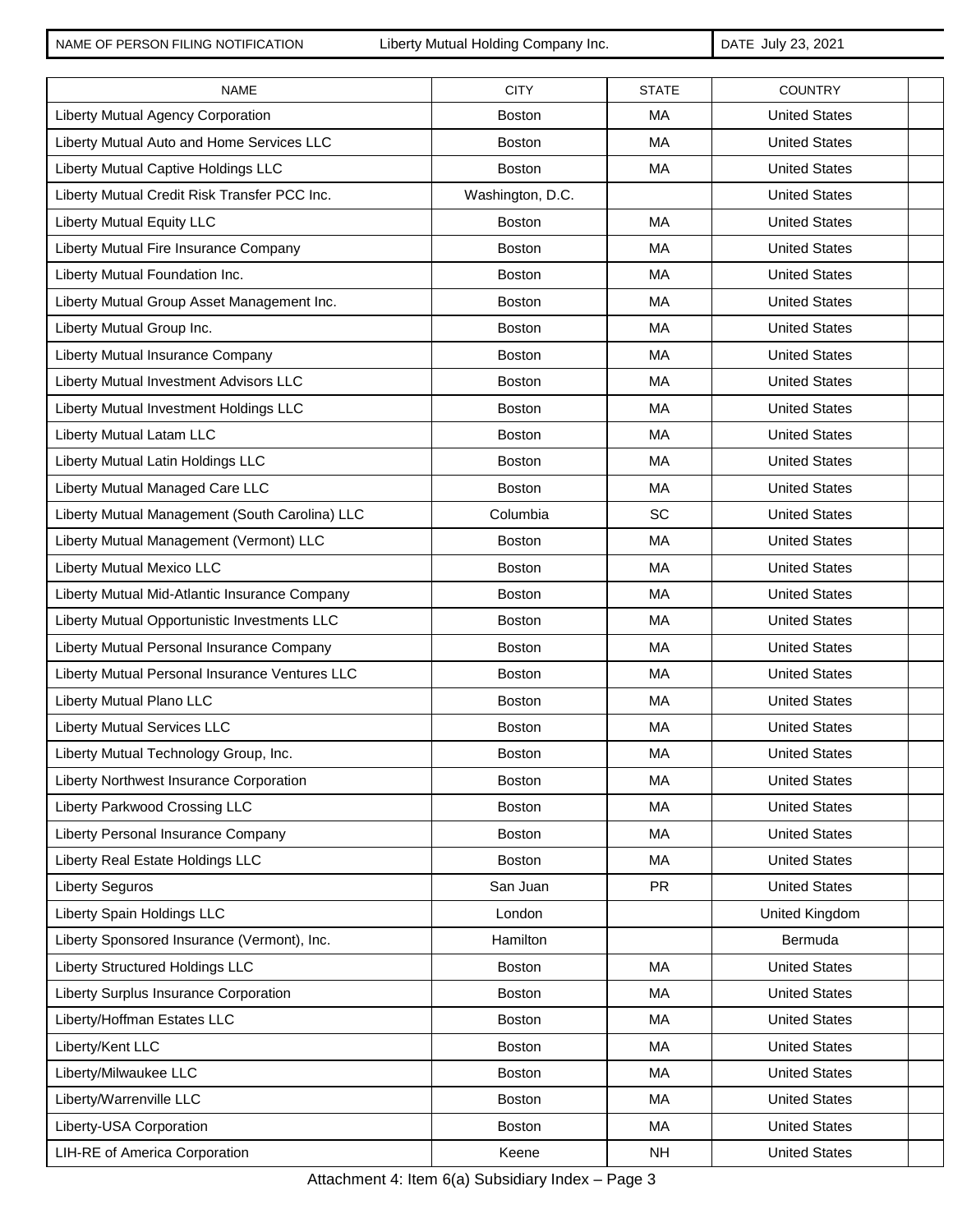| NAME OF PERSON FILING NOTIFICATION | Liberty Mutual Holding Company Inc. | DATE July 23, 2021 |
|---|---|---|

| NAME | CITY | STATE | COUNTRY | |
|---|---|---|---|---|
| Liberty Mutual Agency Corporation | Boston | MA | United States | |
| Liberty Mutual Auto and Home Services LLC | Boston | MA | United States | |
| Liberty Mutual Captive Holdings LLC | Boston | MA | United States | |
| Liberty Mutual Credit Risk Transfer PCC Inc. | Washington, D.C. | | United States | |
| Liberty Mutual Equity LLC | Boston | MA | United States | |
| Liberty Mutual Fire Insurance Company | Boston | MA | United States | |
| Liberty Mutual Foundation Inc. | Boston | MA | United States | |
| Liberty Mutual Group Asset Management Inc. | Boston | MA | United States | |
| Liberty Mutual Group Inc. | Boston | MA | United States | |
| Liberty Mutual Insurance Company | Boston | MA | United States | |
| Liberty Mutual Investment Advisors LLC | Boston | MA | United States | |
| Liberty Mutual Investment Holdings LLC | Boston | MA | United States | |
| Liberty Mutual Latam LLC | Boston | MA | United States | |
| Liberty Mutual Latin Holdings LLC | Boston | MA | United States | |
| Liberty Mutual Managed Care LLC | Boston | MA | United States | |
| Liberty Mutual Management (South Carolina) LLC | Columbia | SC | United States | |
| Liberty Mutual Management (Vermont) LLC | Boston | MA | United States | |
| Liberty Mutual Mexico LLC | Boston | MA | United States | |
| Liberty Mutual Mid-Atlantic Insurance Company | Boston | MA | United States | |
| Liberty Mutual Opportunistic Investments LLC | Boston | MA | United States | |
| Liberty Mutual Personal Insurance Company | Boston | MA | United States | |
| Liberty Mutual Personal Insurance Ventures LLC | Boston | MA | United States | |
| Liberty Mutual Plano LLC | Boston | MA | United States | |
| Liberty Mutual Services LLC | Boston | MA | United States | |
| Liberty Mutual Technology Group, Inc. | Boston | MA | United States | |
| Liberty Northwest Insurance Corporation | Boston | MA | United States | |
| Liberty Parkwood Crossing LLC | Boston | MA | United States | |
| Liberty Personal Insurance Company | Boston | MA | United States | |
| Liberty Real Estate Holdings LLC | Boston | MA | United States | |
| Liberty Seguros | San Juan | PR | United States | |
| Liberty Spain Holdings LLC | London | | United Kingdom | |
| Liberty Sponsored Insurance (Vermont), Inc. | Hamilton | | Bermuda | |
| Liberty Structured Holdings LLC | Boston | MA | United States | |
| Liberty Surplus Insurance Corporation | Boston | MA | United States | |
| Liberty/Hoffman Estates LLC | Boston | MA | United States | |
| Liberty/Kent LLC | Boston | MA | United States | |
| Liberty/Milwaukee LLC | Boston | MA | United States | |
| Liberty/Warrenville LLC | Boston | MA | United States | |
| Liberty-USA Corporation | Boston | MA | United States | |
| LIH-RE of America Corporation | Keene | NH | United States | |

Attachment 4: Item 6(a) Subsidiary Index – Page 3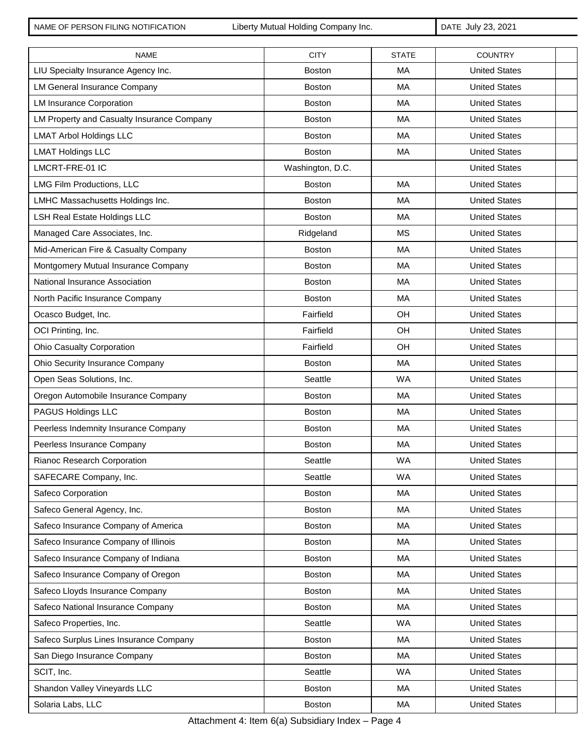| NAME OF PERSON FILING NOTIFICATION | Liberty Mutual Holding Company Inc. | DATE July 23, 2021 |
|---|---|---|

| NAME | CITY | STATE | COUNTRY | |
|---|---|---|---|---|
| LIU Specialty Insurance Agency Inc. | Boston | MA | United States | |
| LM General Insurance Company | Boston | MA | United States | |
| LM Insurance Corporation | Boston | MA | United States | |
| LM Property and Casualty Insurance Company | Boston | MA | United States | |
| LMAT Arbol Holdings LLC | Boston | MA | United States | |
| LMAT Holdings LLC | Boston | MA | United States | |
| LMCRT-FRE-01 IC | Washington, D.C. | | United States | |
| LMG Film Productions, LLC | Boston | MA | United States | |
| LMHC Massachusetts Holdings Inc. | Boston | MA | United States | |
| LSH Real Estate Holdings LLC | Boston | MA | United States | |
| Managed Care Associates, Inc. | Ridgeland | MS | United States | |
| Mid-American Fire & Casualty Company | Boston | MA | United States | |
| Montgomery Mutual Insurance Company | Boston | MA | United States | |
| National Insurance Association | Boston | MA | United States | |
| North Pacific Insurance Company | Boston | MA | United States | |
| Ocasco Budget, Inc. | Fairfield | OH | United States | |
| OCI Printing, Inc. | Fairfield | OH | United States | |
| Ohio Casualty Corporation | Fairfield | OH | United States | |
| Ohio Security Insurance Company | Boston | MA | United States | |
| Open Seas Solutions, Inc. | Seattle | WA | United States | |
| Oregon Automobile Insurance Company | Boston | MA | United States | |
| PAGUS Holdings LLC | Boston | MA | United States | |
| Peerless Indemnity Insurance Company | Boston | MA | United States | |
| Peerless Insurance Company | Boston | MA | United States | |
| Rianoc Research Corporation | Seattle | WA | United States | |
| SAFECARE Company, Inc. | Seattle | WA | United States | |
| Safeco Corporation | Boston | MA | United States | |
| Safeco General Agency, Inc. | Boston | MA | United States | |
| Safeco Insurance Company of America | Boston | MA | United States | |
| Safeco Insurance Company of Illinois | Boston | MA | United States | |
| Safeco Insurance Company of Indiana | Boston | MA | United States | |
| Safeco Insurance Company of Oregon | Boston | MA | United States | |
| Safeco Lloyds Insurance Company | Boston | MA | United States | |
| Safeco National Insurance Company | Boston | MA | United States | |
| Safeco Properties, Inc. | Seattle | WA | United States | |
| Safeco Surplus Lines Insurance Company | Boston | MA | United States | |
| San Diego Insurance Company | Boston | MA | United States | |
| SCIT, Inc. | Seattle | WA | United States | |
| Shandon Valley Vineyards LLC | Boston | MA | United States | |
| Solaria Labs, LLC | Boston | MA | United States | |

Attachment 4: Item 6(a) Subsidiary Index – Page 4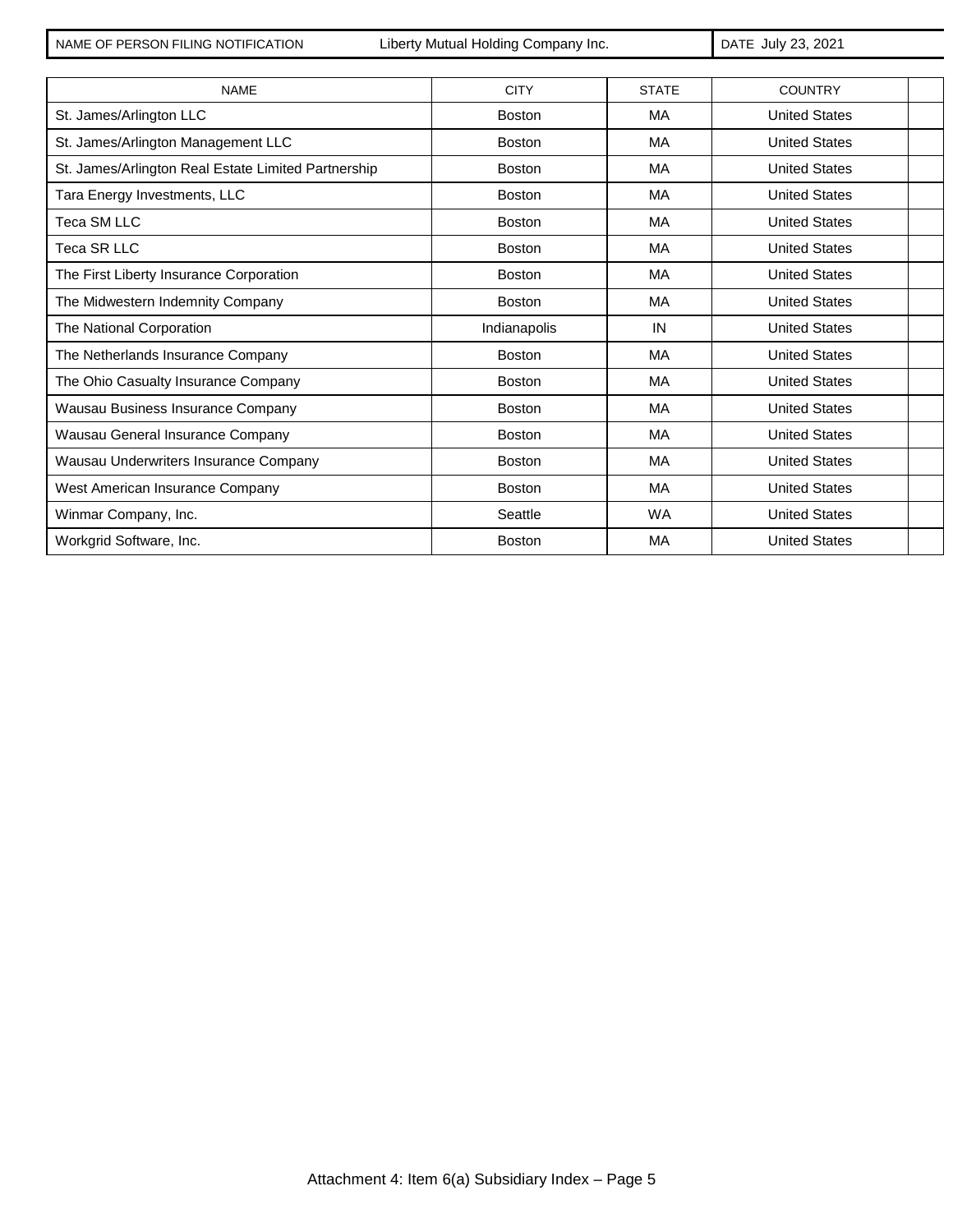| NAME OF PERSON FILING NOTIFICATION | Liberty Mutual Holding Company Inc. | DATE July 23, 2021 |
|---|---|---|

| NAME | CITY | STATE | COUNTRY | |
|---|---|---|---|---|
| St. James/Arlington LLC | Boston | MA | United States | |
| St. James/Arlington Management LLC | Boston | MA | United States | |
| St. James/Arlington Real Estate Limited Partnership | Boston | MA | United States | |
| Tara Energy Investments, LLC | Boston | MA | United States | |
| Teca SM LLC | Boston | MA | United States | |
| Teca SR LLC | Boston | MA | United States | |
| The First Liberty Insurance Corporation | Boston | MA | United States | |
| The Midwestern Indemnity Company | Boston | MA | United States | |
| The National Corporation | Indianapolis | IN | United States | |
| The Netherlands Insurance Company | Boston | MA | United States | |
| The Ohio Casualty Insurance Company | Boston | MA | United States | |
| Wausau Business Insurance Company | Boston | MA | United States | |
| Wausau General Insurance Company | Boston | MA | United States | |
| Wausau Underwriters Insurance Company | Boston | MA | United States | |
| West American Insurance Company | Boston | MA | United States | |
| Winmar Company, Inc. | Seattle | WA | United States | |
| Workgrid Software, Inc. | Boston | MA | United States | |

Attachment 4: Item 6(a) Subsidiary Index – Page 5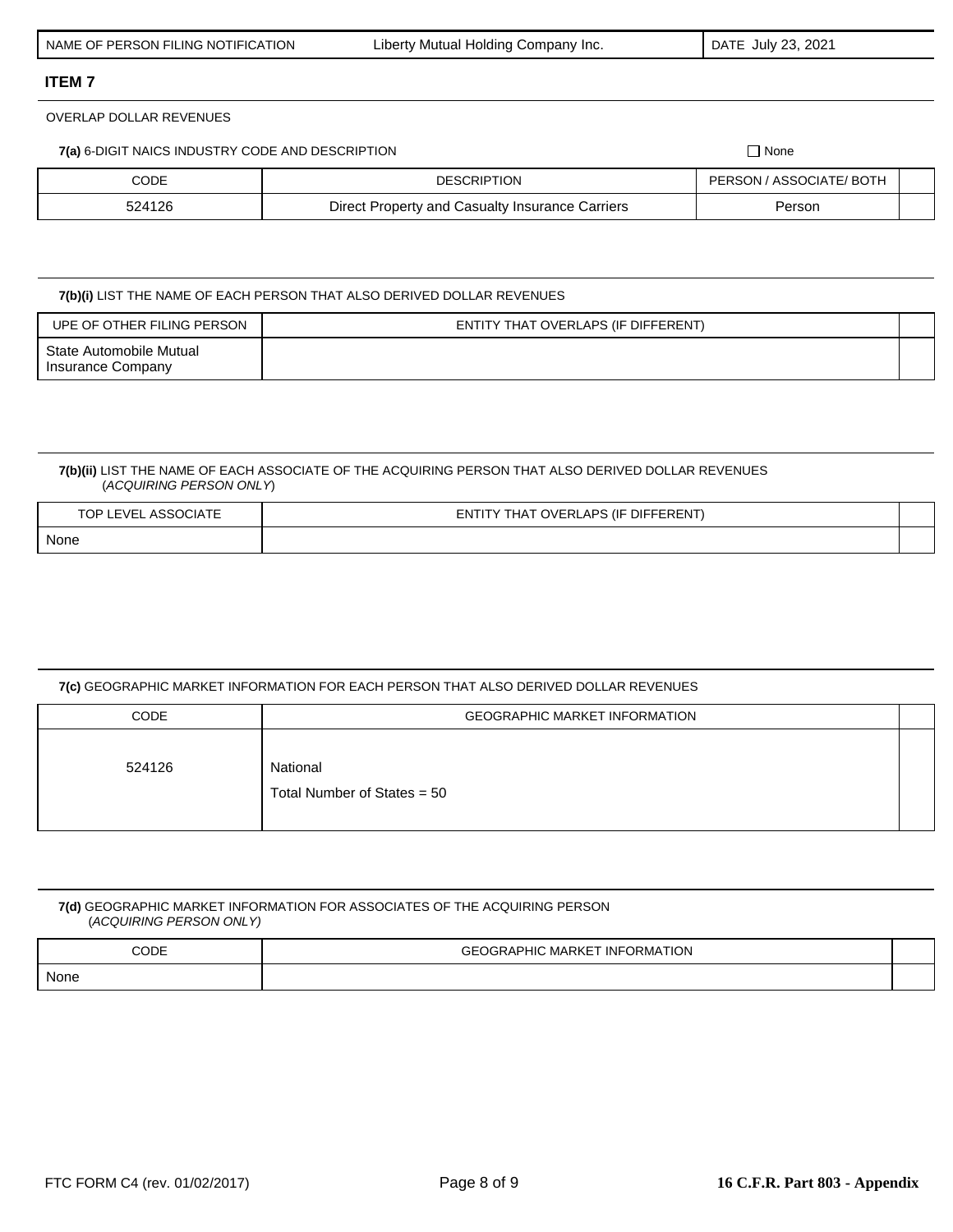| NAME OF PERSON FILING NOTIFICATION | Liberty Mutual Holding Company Inc. | DATE July 23, 2021 |
|---|---|---|

## ITEM 7

OVERLAP DOLLAR REVENUES

**7(a)** 6-DIGIT NAICS INDUSTRY CODE AND DESCRIPTION ☐ None

| CODE | DESCRIPTION | PERSON / ASSOCIATE/ BOTH | |
|---|---|---|---|
| 524126 | Direct Property and Casualty Insurance Carriers | Person | |

**7(b)(i)** LIST THE NAME OF EACH PERSON THAT ALSO DERIVED DOLLAR REVENUES

| UPE OF OTHER FILING PERSON | ENTITY THAT OVERLAPS (IF DIFFERENT) | |
|---|---|---|
| State Automobile Mutual Insurance Company | | |

**7(b)(ii)** LIST THE NAME OF EACH ASSOCIATE OF THE ACQUIRING PERSON THAT ALSO DERIVED DOLLAR REVENUES (*ACQUIRING PERSON ONLY*)

| TOP LEVEL ASSOCIATE | ENTITY THAT OVERLAPS (IF DIFFERENT) | |
|---|---|---|
| None | | |

**7(c)** GEOGRAPHIC MARKET INFORMATION FOR EACH PERSON THAT ALSO DERIVED DOLLAR REVENUES

| CODE | GEOGRAPHIC MARKET INFORMATION | |
|---|---|---|
| 524126 | National<br>Total Number of States = 50 | |

**7(d)** GEOGRAPHIC MARKET INFORMATION FOR ASSOCIATES OF THE ACQUIRING PERSON (*ACQUIRING PERSON ONLY)*

| CODE | GEOGRAPHIC MARKET INFORMATION | |
|---|---|---|
| None | | |

FTC FORM C4 (rev. 01/02/2017) **16 C.F.R. Part 803 - Appendix**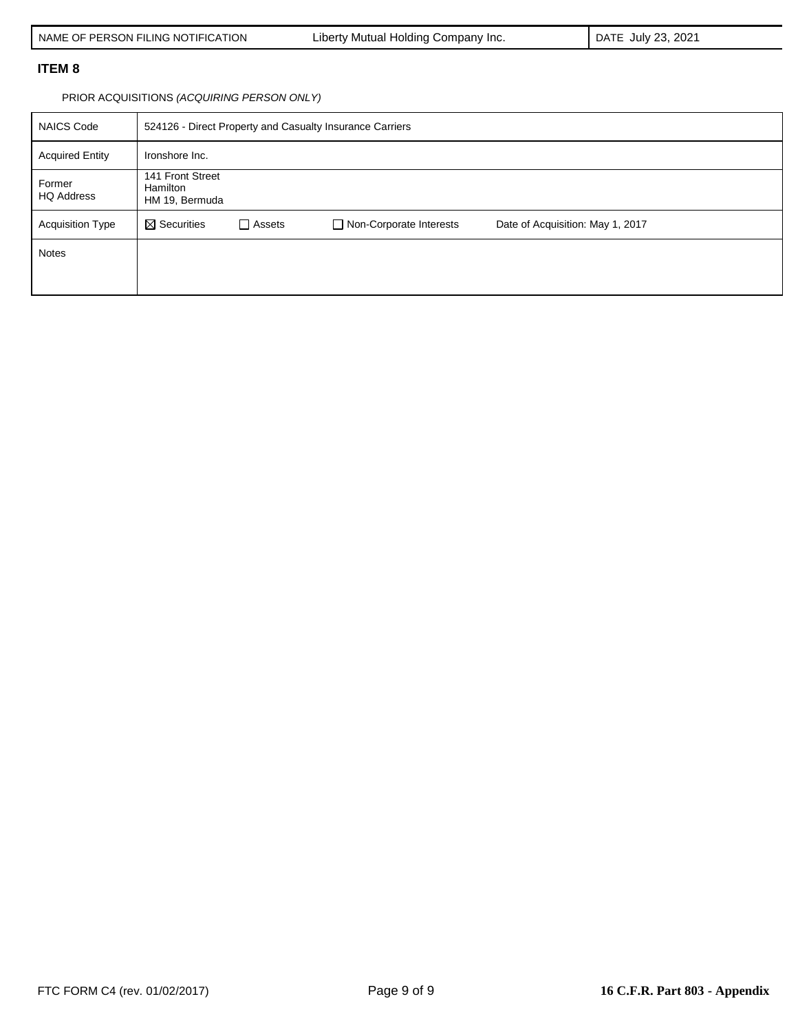| NAME OF PERSON FILING NOTIFICATION | Liberty Mutual Holding Company Inc. | DATE July 23, 2021 |
|---|---|---|

## ITEM 8

PRIOR ACQUISITIONS *(ACQUIRING PERSON ONLY)*

| NAICS Code | 524126 - Direct Property and Casualty Insurance Carriers |
|---|---|
| Acquired Entity | Ironshore Inc. |
| Former HQ Address | 141 Front Street<br>Hamilton<br>HM 19, Bermuda |
| Acquisition Type | ☒ Securities ☐ Assets ☐ Non-Corporate Interests Date of Acquisition: May 1, 2017 |
| Notes | |

FTC FORM C4 (rev. 01/02/2017) **16 C.F.R. Part 803 - Appendix**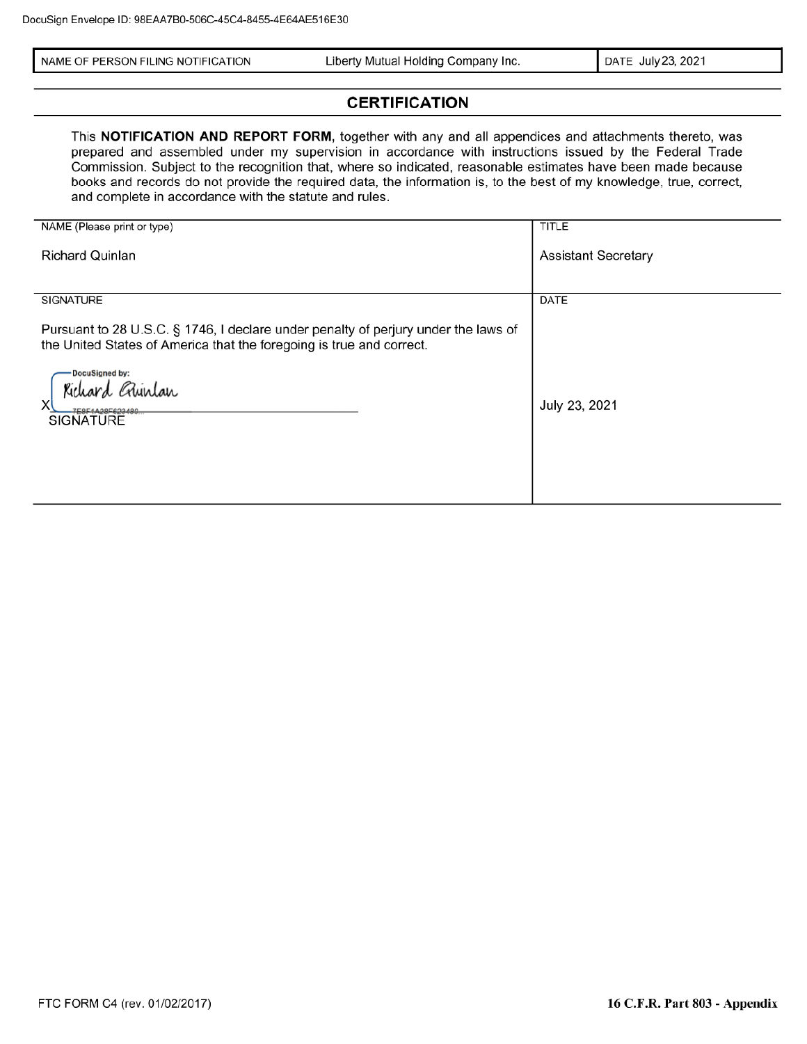DocuSign Envelope ID: 98EAA7B0-506C-45C4-8455-4E64AE516E30

| NAME OF PERSON FILING NOTIFICATION | Liberty Mutual Holding Company Inc. | DATE July 23, 2021 |
| --- | --- | --- |

## CERTIFICATION

This **NOTIFICATION AND REPORT FORM**, together with any and all appendices and attachments thereto, was prepared and assembled under my supervision in accordance with instructions issued by the Federal Trade Commission. Subject to the recognition that, where so indicated, reasonable estimates have been made because books and records do not provide the required data, the information is, to the best of my knowledge, true, correct, and complete in accordance with the statute and rules.

| NAME (Please print or type) | TITLE |
| --- | --- |
| Richard Quinlan | Assistant Secretary |
| **SIGNATURE** | **DATE** |
| Pursuant to 28 U.S.C. § 1746, I declare under penalty of perjury under the laws of the United States of America that the foregoing is true and correct.<br><br>DocuSigned by:<br>X Richard Quinlan<br>7E8F1A28F623480...<br>SIGNATURE | July 23, 2021 |

FTC FORM C4 (rev. 01/02/2017) **16 C.F.R. Part 803 - Appendix**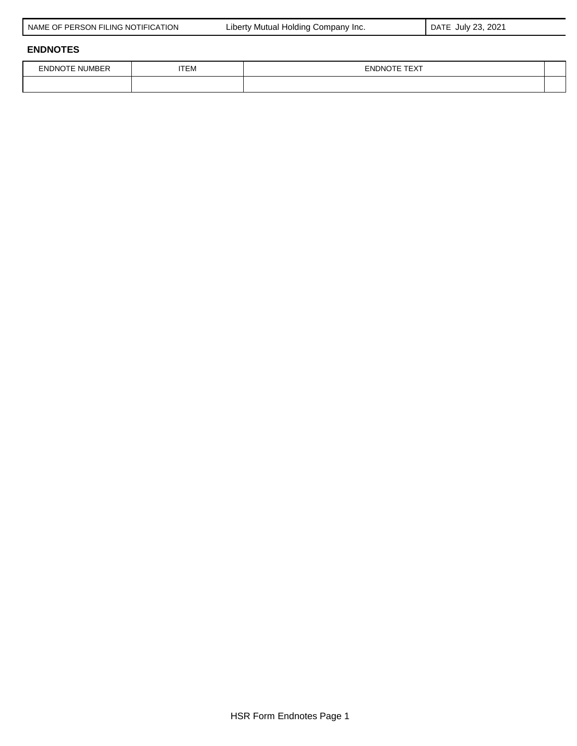| NAME OF PERSON FILING NOTIFICATION | Liberty Mutual Holding Company Inc. | DATE July 23, 2021 |
|---|---|---|

**ENDNOTES**

| ENDNOTE NUMBER | ITEM | ENDNOTE TEXT | |
|---|---|---|---|
| | | | |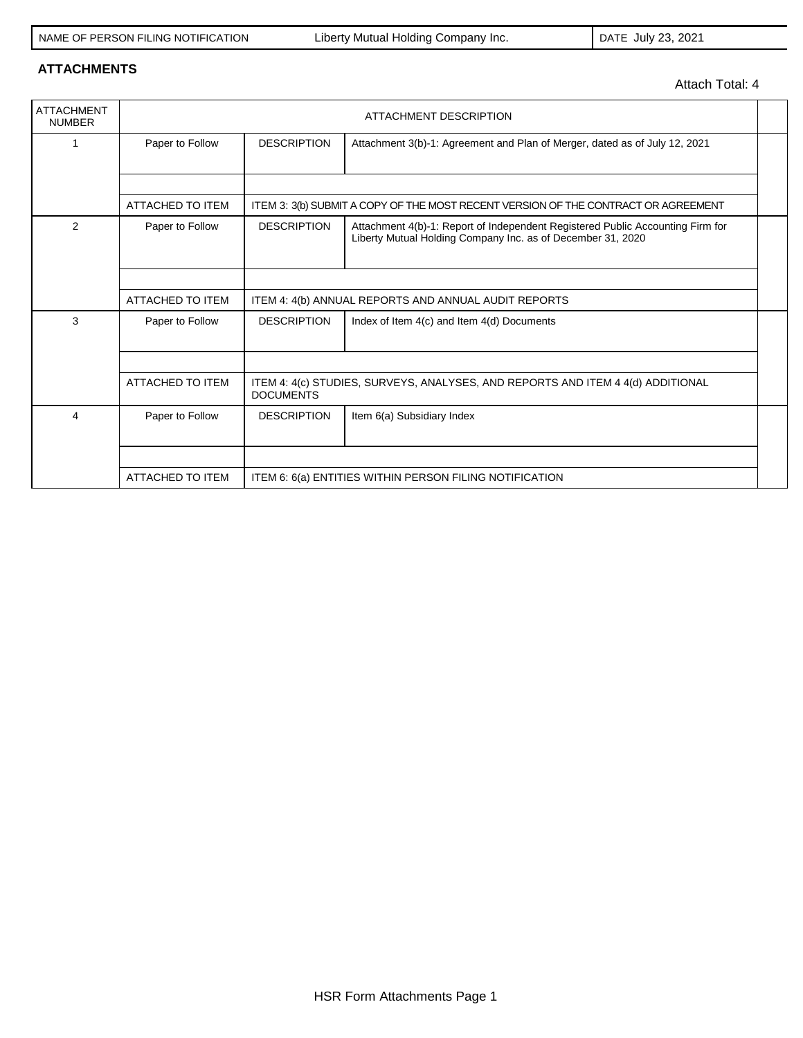| NAME OF PERSON FILING NOTIFICATION | Liberty Mutual Holding Company Inc. | DATE July 23, 2021 |
|---|---|---|

**ATTACHMENTS**

Attach Total: 4

| ATTACHMENT NUMBER | ATTACHMENT DESCRIPTION | | |
|---|---|---|---|
| 1 | Paper to Follow | DESCRIPTION | Attachment 3(b)-1: Agreement and Plan of Merger, dated as of July 12, 2021 |
| | ATTACHED TO ITEM | ITEM 3: 3(b) SUBMIT A COPY OF THE MOST RECENT VERSION OF THE CONTRACT OR AGREEMENT | |
| 2 | Paper to Follow | DESCRIPTION | Attachment 4(b)-1: Report of Independent Registered Public Accounting Firm for Liberty Mutual Holding Company Inc. as of December 31, 2020 |
| | ATTACHED TO ITEM | ITEM 4: 4(b) ANNUAL REPORTS AND ANNUAL AUDIT REPORTS | |
| 3 | Paper to Follow | DESCRIPTION | Index of Item 4(c) and Item 4(d) Documents |
| | ATTACHED TO ITEM | ITEM 4: 4(c) STUDIES, SURVEYS, ANALYSES, AND REPORTS AND ITEM 4 4(d) ADDITIONAL DOCUMENTS | |
| 4 | Paper to Follow | DESCRIPTION | Item 6(a) Subsidiary Index |
| | ATTACHED TO ITEM | ITEM 6: 6(a) ENTITIES WITHIN PERSON FILING NOTIFICATION | |

HSR Form Attachments Page 1